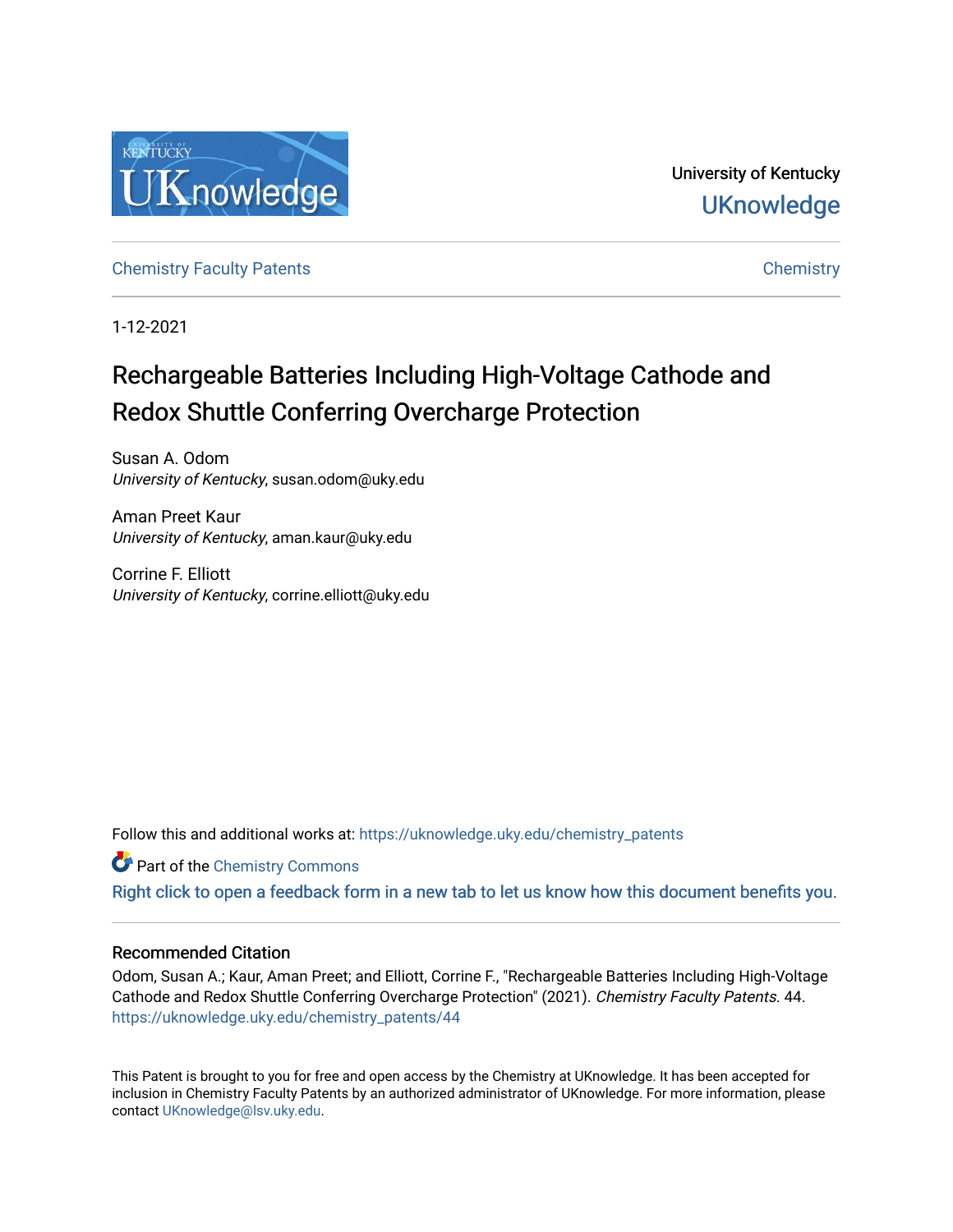University of Kentucky

UKnowledge

Chemistry Faculty Patents | Chemistry

1-12-2021

# Rechargeable Batteries Including High-Voltage Cathode and Redox Shuttle Conferring Overcharge Protection

Susan A. Odom
*University of Kentucky*, susan.odom@uky.edu

Aman Preet Kaur
*University of Kentucky*, aman.kaur@uky.edu

Corrine F. Elliott
*University of Kentucky*, corrine.elliott@uky.edu

Follow this and additional works at: https://uknowledge.uky.edu/chemistry_patents

Part of the Chemistry Commons

Right click to open a feedback form in a new tab to let us know how this document benefits you.

## Recommended Citation

Odom, Susan A.; Kaur, Aman Preet; and Elliott, Corrine F., "Rechargeable Batteries Including High-Voltage Cathode and Redox Shuttle Conferring Overcharge Protection" (2021). *Chemistry Faculty Patents*. 44.
https://uknowledge.uky.edu/chemistry_patents/44

This Patent is brought to you for free and open access by the Chemistry at UKnowledge. It has been accepted for inclusion in Chemistry Faculty Patents by an authorized administrator of UKnowledge. For more information, please contact UKnowledge@lsv.uky.edu.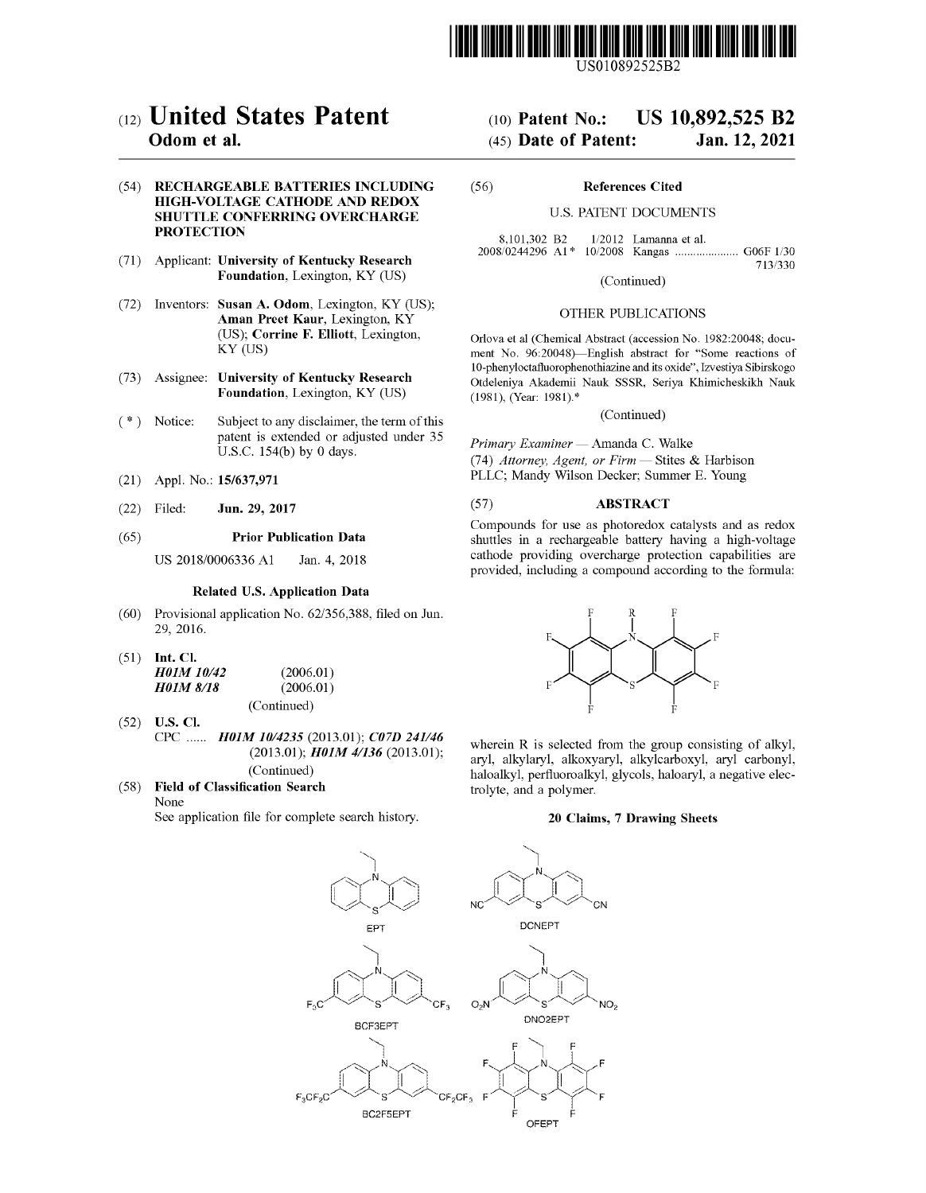# (12) United States Patent
**Odom et al.**

(10) **Patent No.: US 10,892,525 B2**

(45) **Date of Patent: Jan. 12, 2021**

(54) **RECHARGEABLE BATTERIES INCLUDING HIGH-VOLTAGE CATHODE AND REDOX SHUTTLE CONFERRING OVERCHARGE PROTECTION**

(71) Applicant: **University of Kentucky Research Foundation**, Lexington, KY (US)

(72) Inventors: **Susan A. Odom**, Lexington, KY (US); **Aman Preet Kaur**, Lexington, KY (US); **Corrine F. Elliott**, Lexington, KY (US)

(73) Assignee: **University of Kentucky Research Foundation**, Lexington, KY (US)

(*) Notice: Subject to any disclaimer, the term of this patent is extended or adjusted under 35 U.S.C. 154(b) by 0 days.

(21) Appl. No.: **15/637,971**

(22) Filed: **Jun. 29, 2017**

(65) **Prior Publication Data**

US 2018/0006336 A1 Jan. 4, 2018

**Related U.S. Application Data**

(60) Provisional application No. 62/356,388, filed on Jun. 29, 2016.

(51) **Int. Cl.**
*H01M 10/42* (2006.01)
*H01M 8/18* (2006.01)
(Continued)

(52) **U.S. Cl.**
CPC ...... ***H01M 10/4235*** (2013.01); ***C07D 241/46*** (2013.01); ***H01M 4/136*** (2013.01);
(Continued)

(58) **Field of Classification Search**
None
See application file for complete search history.

(56) **References Cited**

U.S. PATENT DOCUMENTS

8,101,302 B2 1/2012 Lamanna et al.
2008/0244296 A1* 10/2008 Kangas ..................... G06F 1/30 713/330

(Continued)

OTHER PUBLICATIONS

Orlova et al (Chemical Abstract (accession No. 1982:20048; document No. 96:20048)—English abstract for "Some reactions of 10-phenyloctafluorophenothiazine and its oxide", Izvestiya Sibirskogo Otdeleniya Akademii Nauk SSSR, Seriya Khimicheskikh Nauk (1981), (Year: 1981).*

(Continued)

*Primary Examiner* — Amanda C. Walke
(74) *Attorney, Agent, or Firm* — Stites & Harbison PLLC; Mandy Wilson Decker; Summer E. Young

(57) **ABSTRACT**

Compounds for use as photoredox catalysts and as redox shuttles in a rechargeable battery having a high-voltage cathode providing overcharge protection capabilities are provided, including a compound according to the formula:

wherein R is selected from the group consisting of alkyl, aryl, alkylaryl, alkoxyaryl, alkylcarboxyl, aryl carbonyl, haloalkyl, perfluoroalkyl, glycols, haloaryl, a negative electrolyte, and a polymer.

**20 Claims, 7 Drawing Sheets**

EPT DCNEPT BCF3EPT DNO2EPT BC2F5EPT OFEPT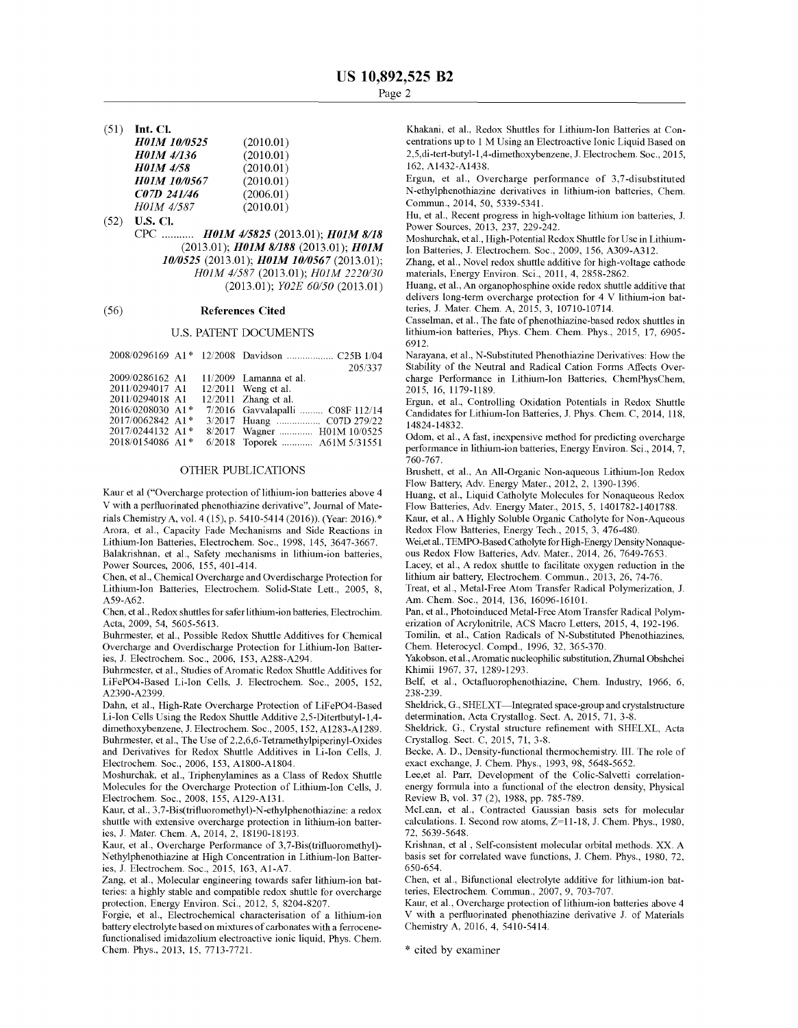(51) **Int. Cl.**

| | |
|---|---|
| ***H01M 10/0525*** | (2010.01) |
| ***H01M 4/136*** | (2010.01) |
| ***H01M 4/58*** | (2010.01) |
| ***H01M 10/0567*** | (2010.01) |
| ***C07D 241/46*** | (2006.01) |
| *H01M 4/587* | (2010.01) |

(52) **U.S. Cl.**

CPC ........... ***H01M 4/5825*** (2013.01); ***H01M 8/18*** (2013.01); ***H01M 8/188*** (2013.01); ***H01M 10/0525*** (2013.01); ***H01M 10/0567*** (2013.01); *H01M 4/587* (2013.01); *H01M 2220/30* (2013.01); *Y02E 60/50* (2013.01)

(56) **References Cited**

U.S. PATENT DOCUMENTS

| | | | |
|---|---|---|---|
| 2008/0296169 A1* | 12/2008 | Davidson .................. | C25B 1/04 205/337 |
| 2009/0286162 A1 | 11/2009 | Lamanna et al. | |
| 2011/0294017 A1 | 12/2011 | Weng et al. | |
| 2011/0294018 A1 | 12/2011 | Zhang et al. | |
| 2016/0208030 A1* | 7/2016 | Gavvalapalli ......... | C08F 112/14 |
| 2017/0062842 A1* | 3/2017 | Huang ................. | C07D 279/22 |
| 2017/0244132 A1* | 8/2017 | Wagner ............. | H01M 10/0525 |
| 2018/0154086 A1* | 6/2018 | Toporek ............ | A61M 5/31551 |

OTHER PUBLICATIONS

Kaur et al ("Overcharge protection of lithium-ion batteries above 4 V with a perfluorinated phenothiazine derivative", Journal of Materials Chemistry A, vol. 4 (15), p. 5410-5414 (2016)). (Year: 2016).*

Arora, et al., Capacity Fade Mechanisms and Side Reactions in Lithium-Ion Batteries, Electrochem. Soc., 1998, 145, 3647-3667.

Balakrishnan, et al., Safety mechanisms in lithium-ion batteries, Power Sources, 2006, 155, 401-414.

Chen, et al., Chemical Overcharge and Overdischarge Protection for Lithium-Ion Batteries, Electrochem. Solid-State Lett., 2005, 8, A59-A62.

Chen, et al., Redox shuttles for safer lithium-ion batteries, Electrochim. Acta, 2009, 54, 5605-5613.

Buhrmester, et al., Possible Redox Shuttle Additives for Chemical Overcharge and Overdischarge Protection for Lithium-Ion Batteries, J. Electrochem. Soc., 2006, 153, A288-A294.

Buhrmester, et al., Studies of Aromatic Redox Shuttle Additives for LiFePO4-Based Li-Ion Cells, J. Electrochem. Soc., 2005, 152, A2390-A2399.

Dahn, et al., High-Rate Overcharge Protection of LiFePO4-Based Li-Ion Cells Using the Redox Shuttle Additive 2,5-Ditertbutyl-1,4-dimethoxybenzene, J. Electrochem. Soc., 2005, 152, A1283-A1289.

Buhrmester, et al., The Use of 2,2,6,6-Tetramethylpiperinyl-Oxides and Derivatives for Redox Shuttle Additives in Li-Ion Cells, J. Electrochem. Soc., 2006, 153, A1800-A1804.

Moshurchak, et al., Triphenylamines as a Class of Redox Shuttle Molecules for the Overcharge Protection of Lithium-Ion Cells, J. Electrochem. Soc., 2008, 155, A129-A131.

Kaur, et al., 3,7-Bis(trifluoromethyl)-N-ethylphenothiazine: a redox shuttle with extensive overcharge protection in lithium-ion batteries, J. Mater. Chem. A, 2014, 2, 18190-18193.

Kaur, et al., Overcharge Performance of 3,7-Bis(trifluoromethyl)-Nethylphenothiazine at High Concentration in Lithium-Ion Batteries, J. Electrochem. Soc., 2015, 163, A1-A7.

Zang, et al., Molecular engineering towards safer lithium-ion batteries: a highly stable and compatible redox shuttle for overcharge protection, Energy Environ. Sci., 2012, 5, 8204-8207.

Forgie, et al., Electrochemical characterisation of a lithium-ion battery electrolyte based on mixtures of carbonates with a ferrocene-functionalised imidazolium electroactive ionic liquid, Phys. Chem. Chem. Phys., 2013, 15, 7713-7721.

Khakani, et al., Redox Shuttles for Lithium-Ion Batteries at Concentrations up to 1 M Using an Electroactive Ionic Liquid Based on 2,5,di-tert-butyl-1,4-dimethoxybenzene, J. Electrochem. Soc., 2015, 162, A1432-A1438.

Ergun, et al., Overcharge performance of 3,7-disubstituted N-ethylphenothiazine derivatives in lithium-ion batteries, Chem. Commun., 2014, 50, 5339-5341.

Hu, et al., Recent progress in high-voltage lithium ion batteries, J. Power Sources, 2013, 237, 229-242.

Moshurchak, et al., High-Potential Redox Shuttle for Use in Lithium-Ion Batteries, J. Electrochem. Soc., 2009, 156, A309-A312.

Zhang, et al., Novel redox shuttle additive for high-voltage cathode materials, Energy Environ. Sci., 2011, 4, 2858-2862.

Huang, et al., An organophosphine oxide redox shuttle additive that delivers long-term overcharge protection for 4 V lithium-ion batteries, J. Mater. Chem. A, 2015, 3, 10710-10714.

Casselman, et al., The fate of phenothiazine-based redox shuttles in lithium-ion batteries, Phys. Chem. Chem. Phys., 2015, 17, 6905-6912.

Narayana, et al., N-Substituted Phenothiazine Derivatives: How the Stability of the Neutral and Radical Cation Forms Affects Overcharge Performance in Lithium-Ion Batteries, ChemPhysChem, 2015, 16, 1179-1189.

Ergun, et al., Controlling Oxidation Potentials in Redox Shuttle Candidates for Lithium-Ion Batteries, J. Phys. Chem. C, 2014, 118, 14824-14832.

Odom, et al., A fast, inexpensive method for predicting overcharge performance in lithium-ion batteries, Energy Environ. Sci., 2014, 7, 760-767.

Brushett, et al., An All-Organic Non-aqueous Lithium-Ion Redox Flow Battery, Adv. Energy Mater., 2012, 2, 1390-1396.

Huang, et al., Liquid Catholyte Molecules for Nonaqueous Redox Flow Batteries, Adv. Energy Mater., 2015, 5, 1401782-1401788.

Kaur, et al., A Highly Soluble Organic Catholyte for Non-Aqueous Redox Flow Batteries, Energy Tech., 2015, 3, 476-480.

Wei,et al., TEMPO-Based Catholyte for High-Energy Density Nonaqueous Redox Flow Batteries, Adv. Mater., 2014, 26, 7649-7653.

Lacey, et al., A redox shuttle to facilitate oxygen reduction in the lithium air battery, Electrochem. Commun., 2013, 26, 74-76.

Treat, et al., Metal-Free Atom Transfer Radical Polymerization, J. Am. Chem. Soc., 2014, 136, 16096-16101.

Pan, et al., Photoinduced Metal-Free Atom Transfer Radical Polymerization of Acrylonitrile, ACS Macro Letters, 2015, 4, 192-196.

Tomilin, et al., Cation Radicals of N-Substituted Phenothiazines, Chem. Heterocycl. Compd., 1996, 32, 365-370.

Yakobson, et al., Aromatic nucleophilic substitution, Zhurnal Obshchei Khimii 1967, 37, 1289-1293.

Belf, et al., Octafluorophenothiazine, Chem. Industry, 1966, 6, 238-239.

Sheldrick, G., SHELXT—Integrated space-group and crystalstructure determination, Acta Crystallog. Sect. A, 2015, 71, 3-8.

Sheldrick, G., Crystal structure refinement with SHELXL, Acta Crystallog. Sect. C, 2015, 71, 3-8.

Becke, A. D., Density-functional thermochemistry. III. The role of exact exchange, J. Chem. Phys., 1993, 98, 5648-5652.

Lee,et al. Parr, Development of the Colic-Salvetti correlation-energy formula into a functional of the electron density, Physical Review B, vol. 37 (2), 1988, pp. 785-789.

McLean, et al., Contracted Gaussian basis sets for molecular calculations. I. Second row atoms, Z=11-18, J. Chem. Phys., 1980, 72, 5639-5648.

Krishnan, et al , Self-consistent molecular orbital methods. XX. A basis set for correlated wave functions, J. Chem. Phys., 1980, 72, 650-654.

Chen, et al., Bifunctional electrolyte additive for lithium-ion batteries, Electrochem. Commun., 2007, 9, 703-707.

Kaur, et al., Overcharge protection of lithium-ion batteries above 4 V with a perfluorinated phenothiazine derivative J. of Materials Chemistry A, 2016, 4, 5410-5414.

\* cited by examiner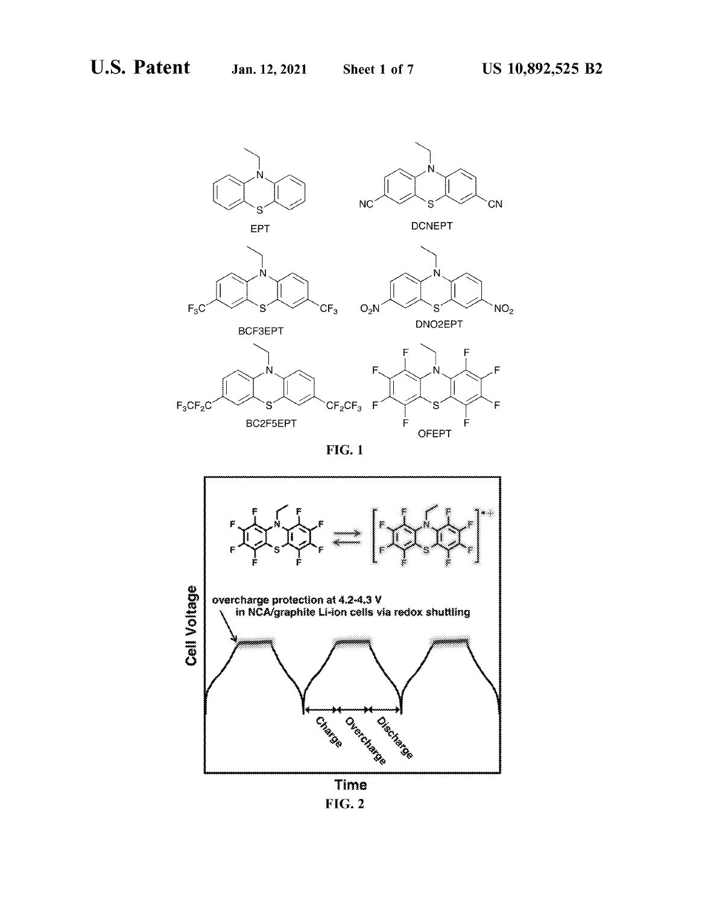EPT

DCNEPT

BCF3EPT

DNO2EPT

BC2F5EPT

OFEPT

**FIG. 1**

overcharge protection at 4.2-4.3 V in NCA/graphite Li-ion cells via redox shuttling

Cell Voltage

Charge

Overcharge

Discharge

Time

**FIG. 2**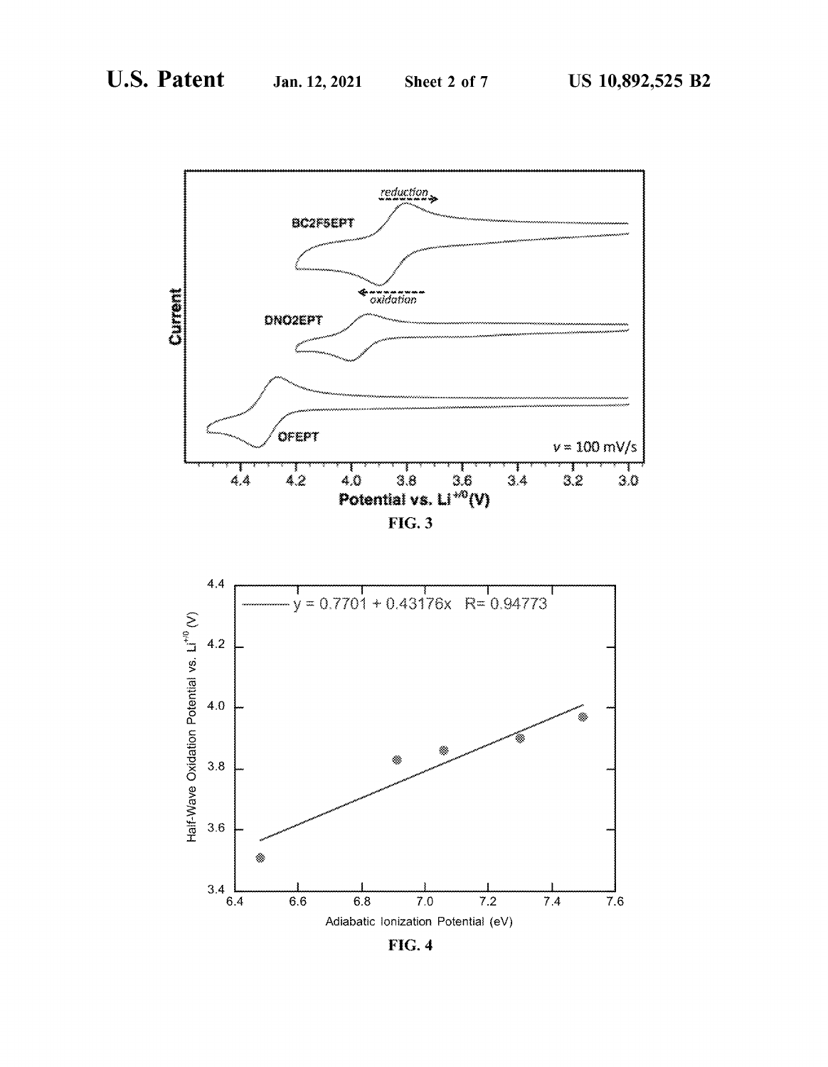FIG. 3

FIG. 4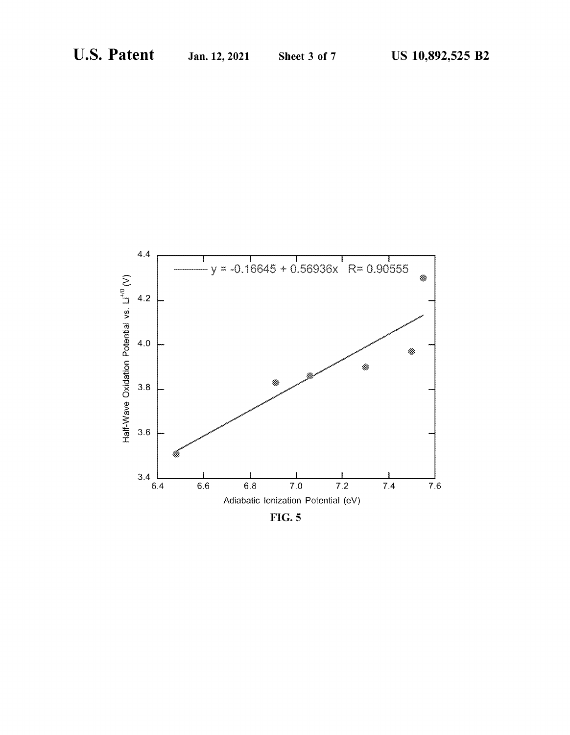FIG. 5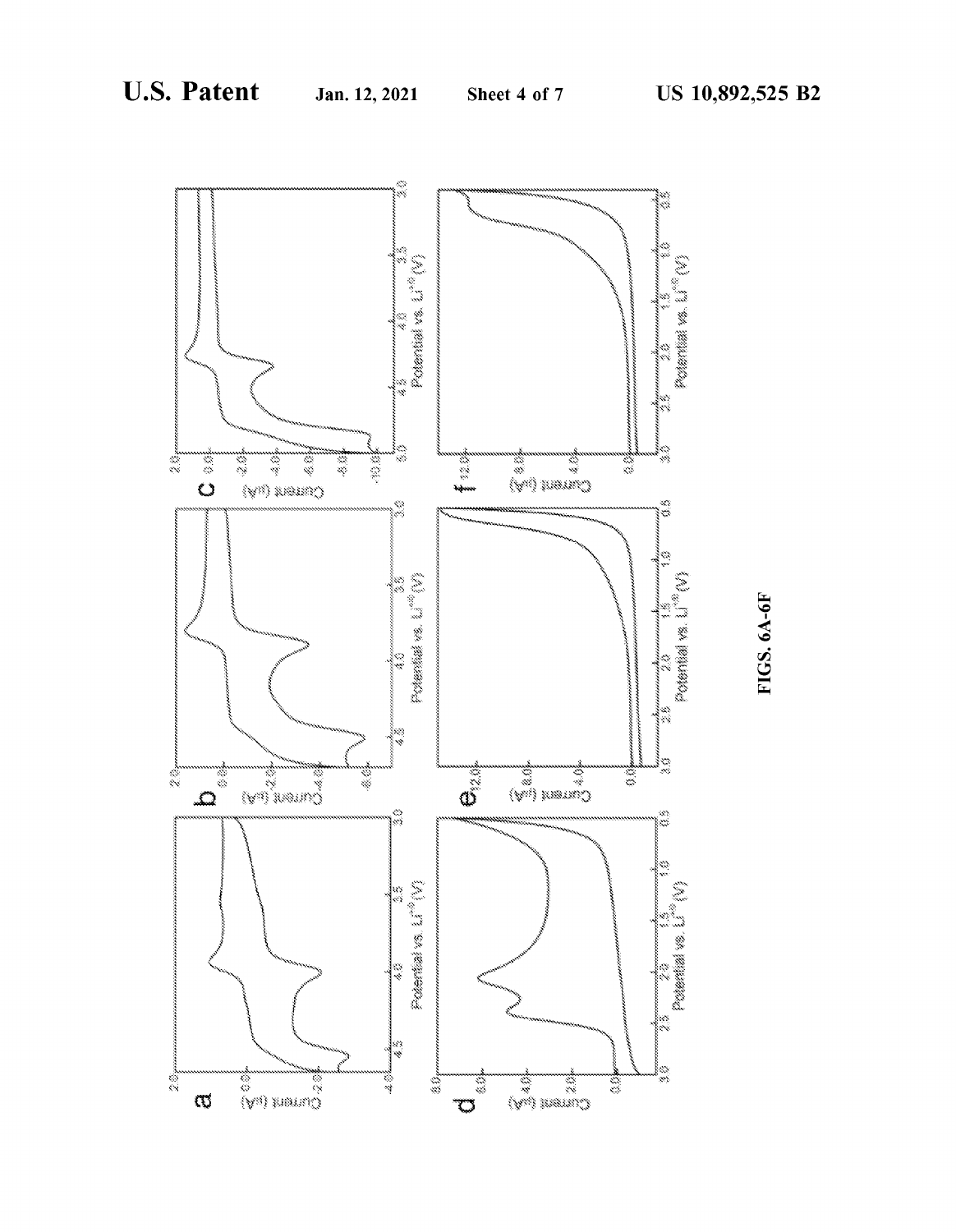FIGS. 6A-6F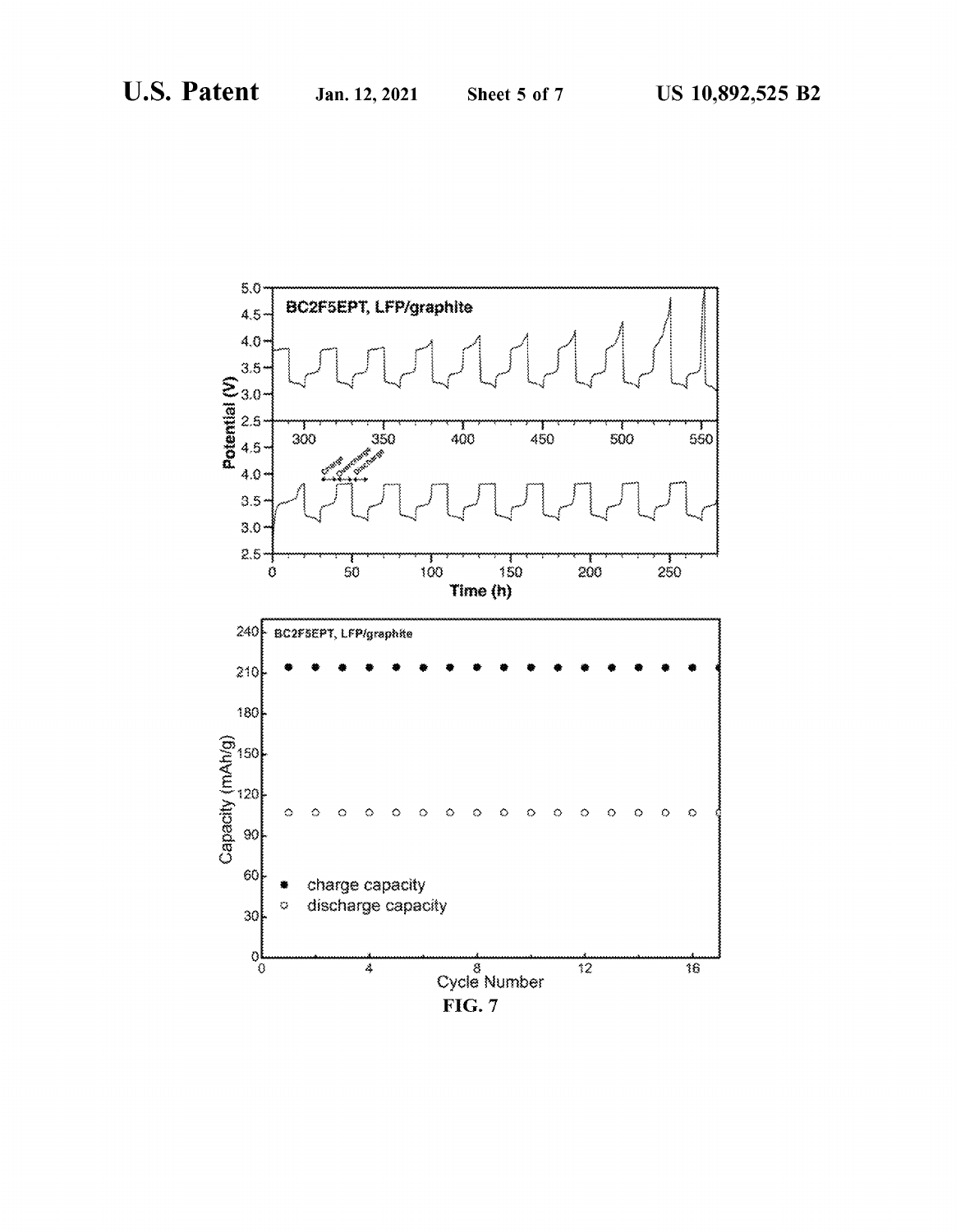**FIG. 7**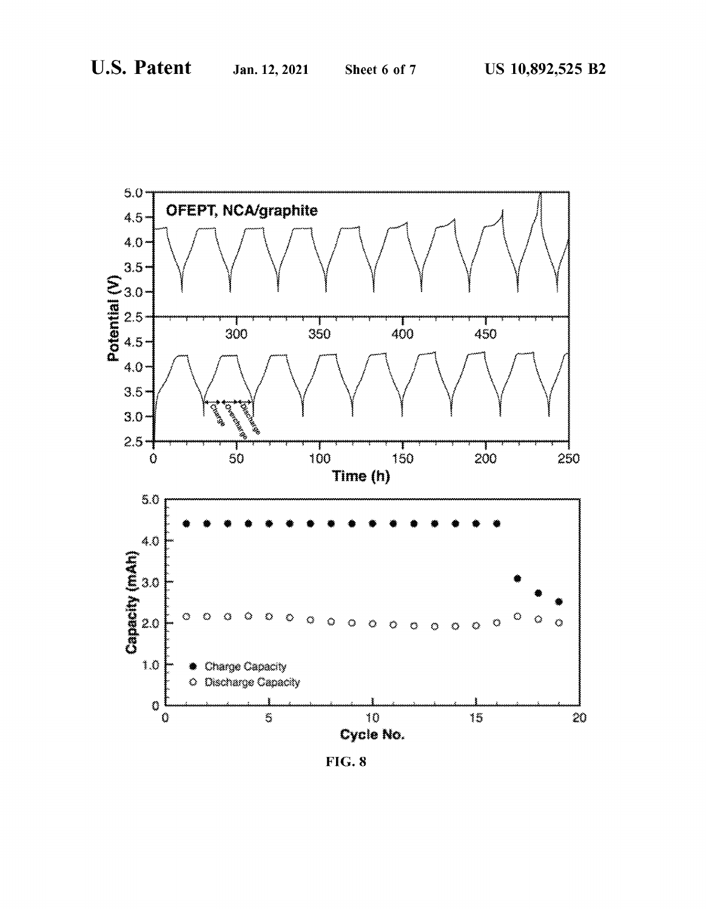FIG. 8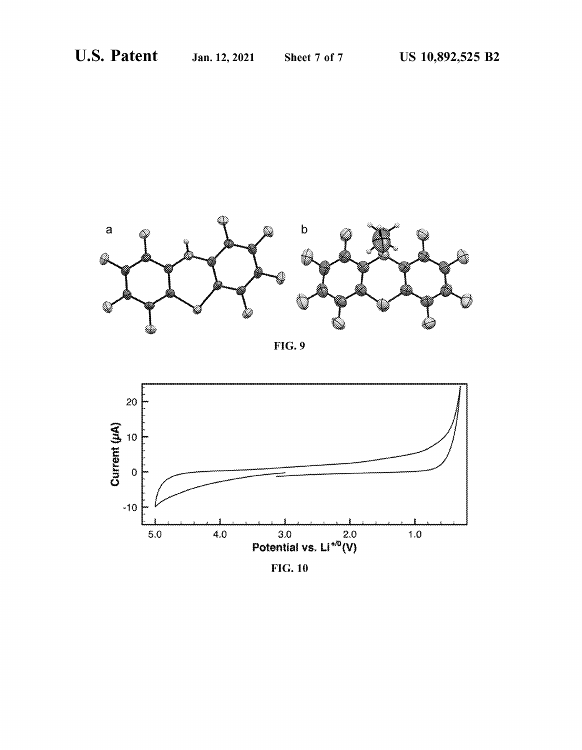FIG. 9

FIG. 10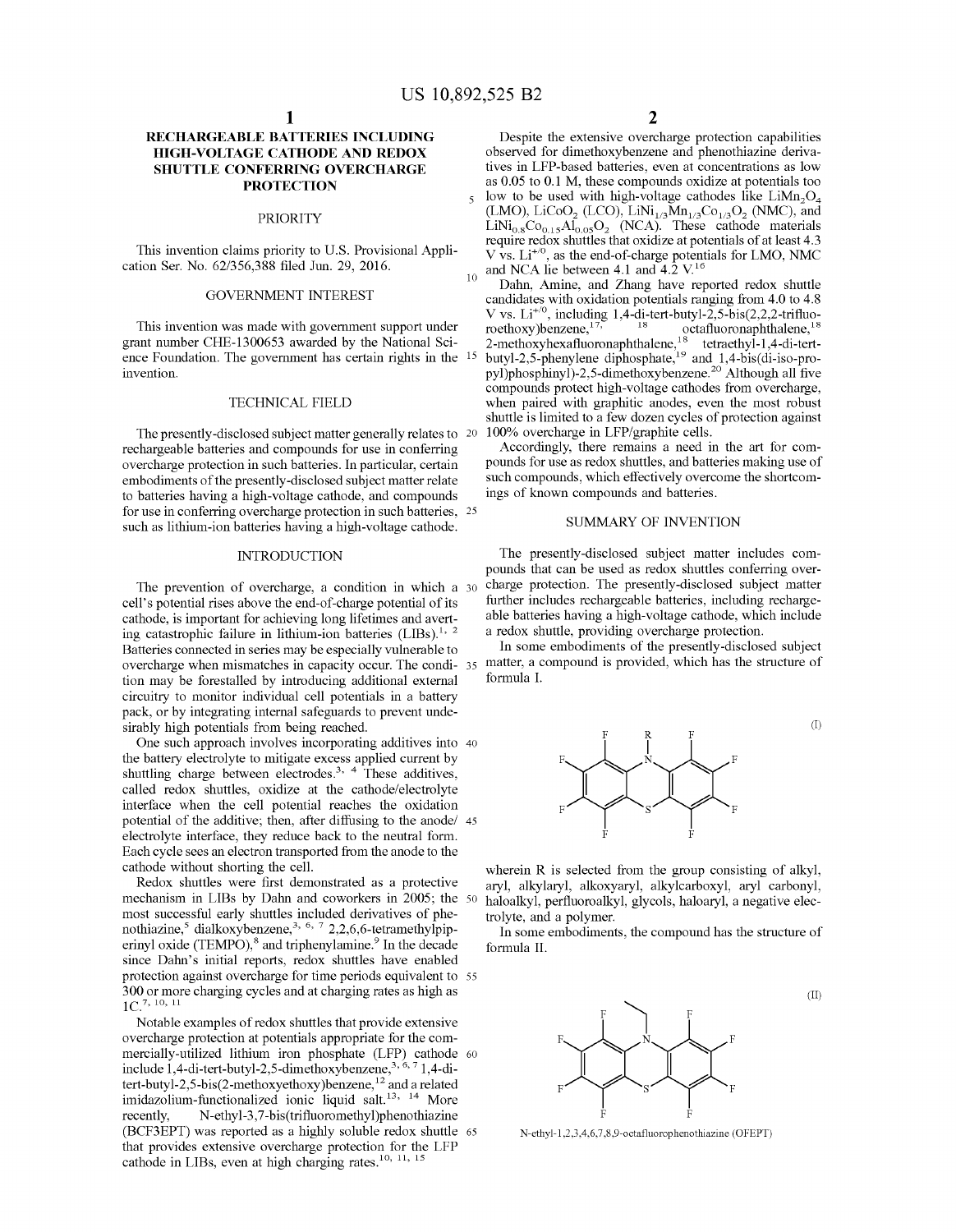# RECHARGEABLE BATTERIES INCLUDING HIGH-VOLTAGE CATHODE AND REDOX SHUTTLE CONFERRING OVERCHARGE PROTECTION

## PRIORITY

This invention claims priority to U.S. Provisional Application Ser. No. 62/356,388 filed Jun. 29, 2016.

## GOVERNMENT INTEREST

This invention was made with government support under grant number CHE-1300653 awarded by the National Science Foundation. The government has certain rights in the invention.

## TECHNICAL FIELD

The presently-disclosed subject matter generally relates to rechargeable batteries and compounds for use in conferring overcharge protection in such batteries. In particular, certain embodiments of the presently-disclosed subject matter relate to batteries having a high-voltage cathode, and compounds for use in conferring overcharge protection in such batteries, such as lithium-ion batteries having a high-voltage cathode.

## INTRODUCTION

The prevention of overcharge, a condition in which a cell's potential rises above the end-of-charge potential of its cathode, is important for achieving long lifetimes and averting catastrophic failure in lithium-ion batteries (LIBs).[1, 2] Batteries connected in series may be especially vulnerable to overcharge when mismatches in capacity occur. The condition may be forestalled by introducing additional external circuitry to monitor individual cell potentials in a battery pack, or by integrating internal safeguards to prevent undesirably high potentials from being reached.

One such approach involves incorporating additives into the battery electrolyte to mitigate excess applied current by shuttling charge between electrodes.[3, 4] These additives, called redox shuttles, oxidize at the cathode/electrolyte interface when the cell potential reaches the oxidation potential of the additive; then, after diffusing to the anode/electrolyte interface, they reduce back to the neutral form. Each cycle sees an electron transported from the anode to the cathode without shorting the cell.

Redox shuttles were first demonstrated as a protective mechanism in LIBs by Dahn and coworkers in 2005; the most successful early shuttles included derivatives of phenothiazine,[5] dialkoxybenzene,[3, 6, 7] 2,2,6,6-tetramethylpiperinyl oxide (TEMPO),[8] and triphenylamine.[9] In the decade since Dahn's initial reports, redox shuttles have enabled protection against overcharge for time periods equivalent to 300 or more charging cycles and at charging rates as high as 1C.[7, 10, 11]

Notable examples of redox shuttles that provide extensive overcharge protection at potentials appropriate for the commercially-utilized lithium iron phosphate (LFP) cathode include 1,4-di-tert-butyl-2,5-dimethoxybenzene,[3, 6, 7] 1,4-di-tert-butyl-2,5-bis(2-methoxyethoxy)benzene,[12] and a related imidazolium-functionalized ionic liquid salt.[13, 14] More recently, N-ethyl-3,7-bis(trifluoromethyl)phenothiazine (BCF3EPT) was reported as a highly soluble redox shuttle that provides extensive overcharge protection for the LFP cathode in LIBs, even at high charging rates.[10, 11, 15]

Despite the extensive overcharge protection capabilities observed for dimethoxybenzene and phenothiazine derivatives in LFP-based batteries, even at concentrations as low as 0.05 to 0.1 M, these compounds oxidize at potentials too low to be used with high-voltage cathodes like $LiMn_2O_4$ (LMO), $LiCoO_2$ (LCO), $LiNi_{1/3}Mn_{1/3}Co_{1/3}O_2$ (NMC), and $LiNi_{0.8}Co_{0.15}Al_{0.05}O_2$ (NCA). These cathode materials require redox shuttles that oxidize at potentials of at least 4.3 V vs. $Li^{+/0}$, as the end-of-charge potentials for LMO, NMC and NCA lie between 4.1 and 4.2 V.[16]

Dahn, Amine, and Zhang have reported redox shuttle candidates with oxidation potentials ranging from 4.0 to 4.8 V vs. $Li^{+/0}$, including 1,4-di-tert-butyl-2,5-bis(2,2,2-trifluoroethoxy)benzene,[17, 18] octafluoronaphthalene,[18] 2-methoxyhexafluoronaphthalene,[18] tetraethyl-1,4-di-tert-butyl-2,5-phenylene diphosphate,[19] and 1,4-bis(di-iso-propyl)phosphinyl)-2,5-dimethoxybenzene.[20] Although all five compounds protect high-voltage cathodes from overcharge, when paired with graphitic anodes, even the most robust shuttle is limited to a few dozen cycles of protection against 100% overcharge in LFP/graphite cells.

Accordingly, there remains a need in the art for compounds for use as redox shuttles, and batteries making use of such compounds, which effectively overcome the shortcomings of known compounds and batteries.

## SUMMARY OF INVENTION

The presently-disclosed subject matter includes compounds that can be used as redox shuttles conferring overcharge protection. The presently-disclosed subject matter further includes rechargeable batteries, including rechargeable batteries having a high-voltage cathode, which include a redox shuttle, providing overcharge protection.

In some embodiments of the presently-disclosed subject matter, a compound is provided, which has the structure of formula I.

(I)

wherein R is selected from the group consisting of alkyl, aryl, alkylaryl, alkoxyaryl, alkylcarboxyl, aryl carbonyl, haloalkyl, perfluoroalkyl, glycols, haloaryl, a negative electrolyte, and a polymer.

In some embodiments, the compound has the structure of formula II.

(II)

N-ethyl-1,2,3,4,6,7,8,9-octafluorophenothiazine (OFEPT)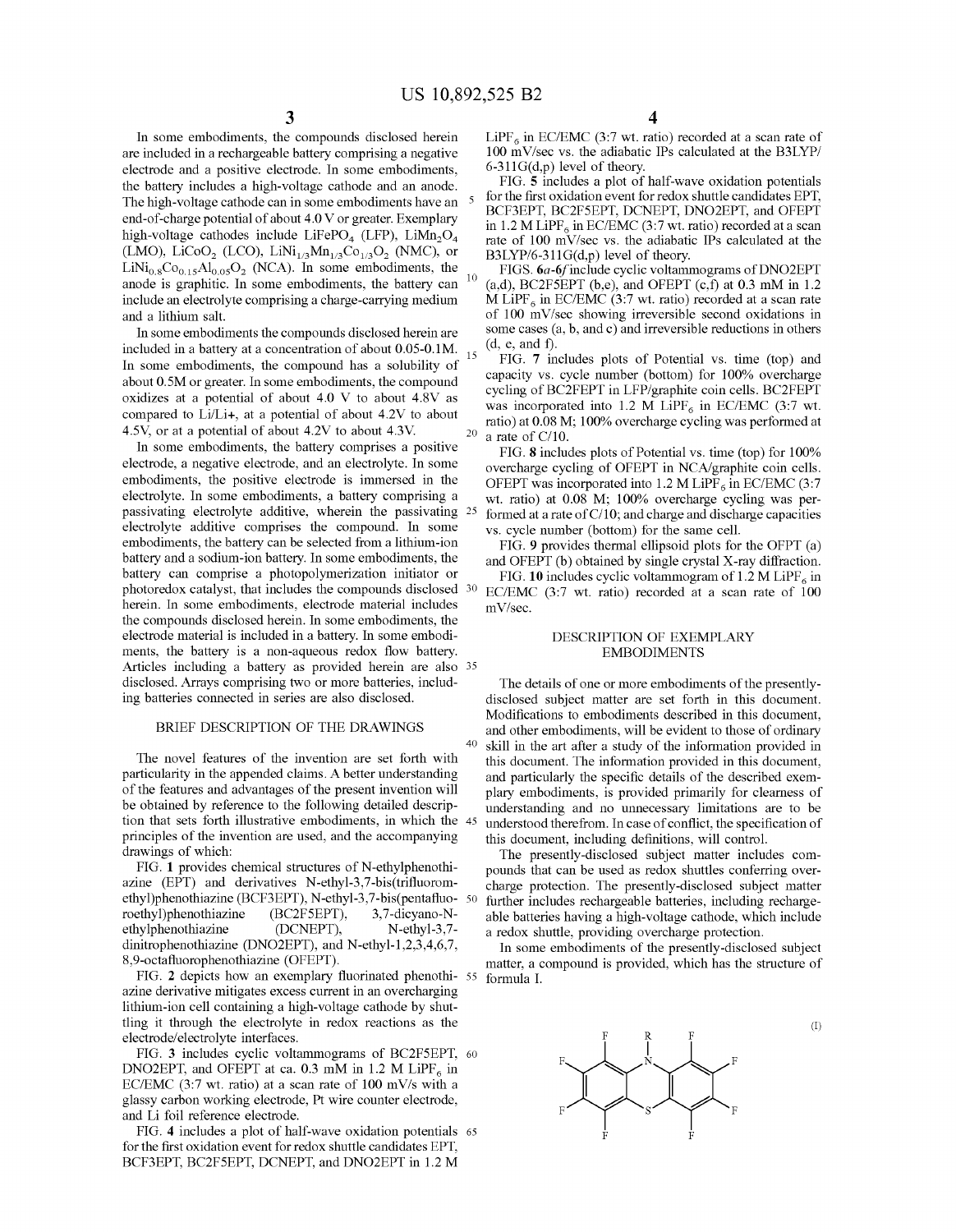In some embodiments, the compounds disclosed herein are included in a rechargeable battery comprising a negative electrode and a positive electrode. In some embodiments, the battery includes a high-voltage cathode and an anode. The high-voltage cathode can in some embodiments have an end-of-charge potential of about 4.0 V or greater. Exemplary high-voltage cathodes include $LiFePO_4$ (LFP), $LiMn_2O_4$ (LMO), $LiCoO_2$ (LCO), $LiNi_{1/3}Mn_{1/3}Co_{1/3}O_2$ (NMC), or $LiNi_{0.8}Co_{0.15}Al_{0.05}O_2$ (NCA). In some embodiments, the anode is graphitic. In some embodiments, the battery can include an electrolyte comprising a charge-carrying medium and a lithium salt.

In some embodiments the compounds disclosed herein are included in a battery at a concentration of about 0.05-0.1M. In some embodiments, the compound has a solubility of about 0.5M or greater. In some embodiments, the compound oxidizes at a potential of about 4.0 V to about 4.8V as compared to Li/Li+, at a potential of about 4.2V to about 4.5V, or at a potential of about 4.2V to about 4.3V.

In some embodiments, the battery comprises a positive electrode, a negative electrode, and an electrolyte. In some embodiments, the positive electrode is immersed in the electrolyte. In some embodiments, a battery comprising a passivating electrolyte additive, wherein the passivating electrolyte additive comprises the compound. In some embodiments, the battery can be selected from a lithium-ion battery and a sodium-ion battery. In some embodiments, the battery can comprise a photopolymerization initiator or photoredox catalyst, that includes the compounds disclosed herein. In some embodiments, electrode material includes the compounds disclosed herein. In some embodiments, the electrode material is included in a battery. In some embodiments, the battery is a non-aqueous redox flow battery. Articles including a battery as provided herein are also disclosed. Arrays comprising two or more batteries, including batteries connected in series are also disclosed.

## BRIEF DESCRIPTION OF THE DRAWINGS

The novel features of the invention are set forth with particularity in the appended claims. A better understanding of the features and advantages of the present invention will be obtained by reference to the following detailed description that sets forth illustrative embodiments, in which the principles of the invention are used, and the accompanying drawings of which:

FIG. 1 provides chemical structures of N-ethylphenothiazine (EPT) and derivatives N-ethyl-3,7-bis(trifluoromethyl)phenothiazine (BCF3EPT), N-ethyl-3,7-bis(pentafluoroethyl)phenothiazine (BC2F5EPT), 3,7-dicyano-N-ethylphenothiazine (DCNEPT), N-ethyl-3,7-dinitrophenothiazine (DNO2EPT), and N-ethyl-1,2,3,4,6,7,8,9-octafluorophenothiazine (OFEPT).

FIG. 2 depicts how an exemplary fluorinated phenothiazine derivative mitigates excess current in an overcharging lithium-ion cell containing a high-voltage cathode by shuttling it through the electrolyte in redox reactions as the electrode/electrolyte interfaces.

FIG. 3 includes cyclic voltammograms of BC2F5EPT, DNO2EPT, and OFEPT at ca. 0.3 mM in 1.2 M $LiPF_6$ in EC/EMC (3:7 wt. ratio) at a scan rate of 100 mV/s with a glassy carbon working electrode, Pt wire counter electrode, and Li foil reference electrode.

FIG. 4 includes a plot of half-wave oxidation potentials for the first oxidation event for redox shuttle candidates EPT, BCF3EPT, BC2F5EPT, DCNEPT, and DNO2EPT in 1.2 M $LiPF_6$ in EC/EMC (3:7 wt. ratio) recorded at a scan rate of 100 mV/sec vs. the adiabatic IPs calculated at the B3LYP/6-311G(d,p) level of theory.

FIG. 5 includes a plot of half-wave oxidation potentials for the first oxidation event for redox shuttle candidates EPT, BCF3EPT, BC2F5EPT, DCNEPT, DNO2EPT, and OFEPT in 1.2 M $LiPF_6$ in EC/EMC (3:7 wt. ratio) recorded at a scan rate of 100 mV/sec vs. the adiabatic IPs calculated at the B3LYP/6-311G(d,p) level of theory.

FIGS. 6*a*-6*f* include cyclic voltammograms of DNO2EPT (a,d), BC2F5EPT (b,e), and OFEPT (c,f) at 0.3 mM in 1.2 M $LiPF_6$ in EC/EMC (3:7 wt. ratio) recorded at a scan rate of 100 mV/sec showing irreversible second oxidations in some cases (a, b, and c) and irreversible reductions in others (d, e, and f).

FIG. 7 includes plots of Potential vs. time (top) and capacity vs. cycle number (bottom) for 100% overcharge cycling of BC2FEPT in LFP/graphite coin cells. BC2FEPT was incorporated into 1.2 M $LiPF_6$ in EC/EMC (3:7 wt. ratio) at 0.08 M; 100% overcharge cycling was performed at a rate of C/10.

FIG. 8 includes plots of Potential vs. time (top) for 100% overcharge cycling of OFEPT in NCA/graphite coin cells. OFEPT was incorporated into 1.2 M $LiPF_6$ in EC/EMC (3:7 wt. ratio) at 0.08 M; 100% overcharge cycling was performed at a rate of C/10; and charge and discharge capacities vs. cycle number (bottom) for the same cell.

FIG. 9 provides thermal ellipsoid plots for the OFPT (a) and OFEPT (b) obtained by single crystal X-ray diffraction.

FIG. 10 includes cyclic voltammogram of 1.2 M $LiPF_6$ in EC/EMC (3:7 wt. ratio) recorded at a scan rate of 100 mV/sec.

## DESCRIPTION OF EXEMPLARY EMBODIMENTS

The details of one or more embodiments of the presently-disclosed subject matter are set forth in this document. Modifications to embodiments described in this document, and other embodiments, will be evident to those of ordinary skill in the art after a study of the information provided in this document. The information provided in this document, and particularly the specific details of the described exemplary embodiments, is provided primarily for clearness of understanding and no unnecessary limitations are to be understood therefrom. In case of conflict, the specification of this document, including definitions, will control.

The presently-disclosed subject matter includes compounds that can be used as redox shuttles conferring overcharge protection. The presently-disclosed subject matter further includes rechargeable batteries, including rechargeable batteries having a high-voltage cathode, which include a redox shuttle, providing overcharge protection.

In some embodiments of the presently-disclosed subject matter, a compound is provided, which has the structure of formula I.

(I)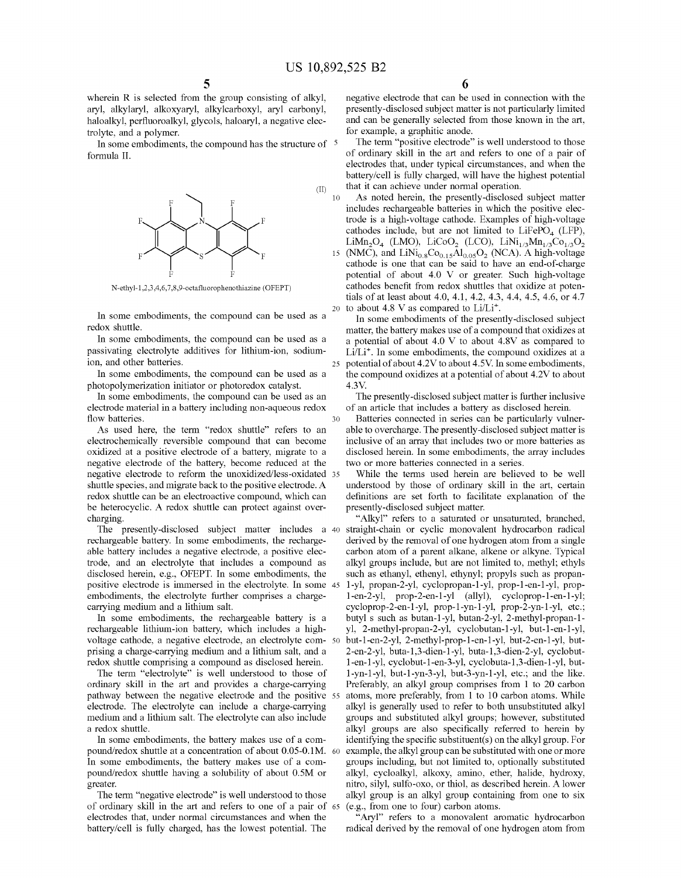wherein R is selected from the group consisting of alkyl, aryl, alkylaryl, alkoxyaryl, alkylcarboxyl, aryl carbonyl, haloalkyl, perfluoroalkyl, glycols, haloaryl, a negative electrolyte, and a polymer.

In some embodiments, the compound has the structure of formula II.

(II)

N-ethyl-1,2,3,4,6,7,8,9-octafluorophenothiazine (OFEPT)

In some embodiments, the compound can be used as a redox shuttle.

In some embodiments, the compound can be used as a passivating electrolyte additives for lithium-ion, sodium-ion, and other batteries.

In some embodiments, the compound can be used as a photopolymerization initiator or photoredox catalyst.

In some embodiments, the compound can be used as an electrode material in a battery including non-aqueous redox flow batteries.

As used here, the term "redox shuttle" refers to an electrochemically reversible compound that can become oxidized at a positive electrode of a battery, migrate to a negative electrode of the battery, become reduced at the negative electrode to reform the unoxidized/less-oxidated shuttle species, and migrate back to the positive electrode. A redox shuttle can be an electroactive compound, which can be heterocyclic. A redox shuttle can protect against overcharging.

The presently-disclosed subject matter includes a rechargeable battery. In some embodiments, the rechargeable battery includes a negative electrode, a positive electrode, and an electrolyte that includes a compound as disclosed herein, e.g., OFEPT. In some embodiments, the positive electrode is immersed in the electrolyte. In some embodiments, the electrolyte further comprises a charge-carrying medium and a lithium salt.

In some embodiments, the rechargeable battery is a rechargeable lithium-ion battery, which includes a high-voltage cathode, a negative electrode, an electrolyte comprising a charge-carrying medium and a lithium salt, and a redox shuttle comprising a compound as disclosed herein.

The term "electrolyte" is well understood to those of ordinary skill in the art and provides a charge-carrying pathway between the negative electrode and the positive electrode. The electrolyte can include a charge-carrying medium and a lithium salt. The electrolyte can also include a redox shuttle.

In some embodiments, the battery makes use of a compound/redox shuttle at a concentration of about 0.05-0.1M. In some embodiments, the battery makes use of a compound/redox shuttle having a solubility of about 0.5M or greater.

The term "negative electrode" is well understood to those of ordinary skill in the art and refers to one of a pair of electrodes that, under normal circumstances and when the battery/cell is fully charged, has the lowest potential. The negative electrode that can be used in connection with the presently-disclosed subject matter is not particularly limited and can be generally selected from those known in the art, for example, a graphitic anode.

The term "positive electrode" is well understood to those of ordinary skill in the art and refers to one of a pair of electrodes that, under typical circumstances, and when the battery/cell is fully charged, will have the highest potential that it can achieve under normal operation.

As noted herein, the presently-disclosed subject matter includes rechargeable batteries in which the positive electrode is a high-voltage cathode. Examples of high-voltage cathodes include, but are not limited to, $LiFePO_4$ (LFP), $LiMn_2O_4$ (LMO), $LiCoO_2$ (LCO), $LiNi_{1/3}Mn_{1/3}Co_{1/3}O_2$ (NMC), and $LiNi_{0.8}Co_{0.15}Al_{0.05}O_2$ (NCA). A high-voltage cathode is one that can be said to have an end-of-charge potential of about 4.0 V or greater. Such high-voltage cathodes benefit from redox shuttles that oxidize at potentials of at least about 4.0, 4.1, 4.2, 4.3, 4.4, 4.5, 4.6, or 4.7 to about 4.8 V as compared to $Li/Li^+$.

In some embodiments of the presently-disclosed subject matter, the battery makes use of a compound that oxidizes at a potential of about 4.0 V to about 4.8V as compared to $Li/Li^+$. In some embodiments, the compound oxidizes at a potential of about 4.2V to about 4.5V. In some embodiments, the compound oxidizes at a potential of about 4.2V to about 4.3V.

The presently-disclosed subject matter is further inclusive of an article that includes a battery as disclosed herein.

Batteries connected in series can be particularly vulnerable to overcharge. The presently-disclosed subject matter is inclusive of an array that includes two or more batteries as disclosed herein. In some embodiments, the array includes two or more batteries connected in a series.

While the terms used herein are believed to be well understood by those of ordinary skill in the art, certain definitions are set forth to facilitate explanation of the presently-disclosed subject matter.

"Alkyl" refers to a saturated or unsaturated, branched, straight-chain or cyclic monovalent hydrocarbon radical derived by the removal of one hydrogen atom from a single carbon atom of a parent alkane, alkene or alkyne. Typical alkyl groups include, but are not limited to, methyl; ethyls such as ethanyl, ethenyl, ethynyl; propyls such as propan-1-yl, propan-2-yl, cyclopropan-1-yl, prop-1-en-1-yl, prop-1-en-2-yl, prop-2-en-1-yl (allyl), cycloprop-1-en-1-yl; cycloprop-2-en-1-yl, prop-1-yn-1-yl, prop-2-yn-1-yl, etc.; butyl s such as butan-1-yl, butan-2-yl, 2-methyl-propan-1-yl, 2-methyl-propan-2-yl, cyclobutan-1-yl, but-1-en-1-yl, but-1-en-2-yl, 2-methyl-prop-1-en-1-yl, but-2-en-1-yl, but-2-en-2-yl, buta-1,3-dien-1-yl, buta-1,3-dien-2-yl, cyclobut-1-en-1-yl, cyclobut-1-en-3-yl, cyclobuta-1,3-dien-1-yl, but-1-yn-1-yl, but-1-yn-3-yl, but-3-yn-1-yl, etc.; and the like. Preferably, an alkyl group comprises from 1 to 20 carbon atoms, more preferably, from 1 to 10 carbon atoms. While alkyl is generally used to refer to both unsubstituted alkyl groups and substituted alkyl groups; however, substituted alkyl groups are also specifically referred to herein by identifying the specific substituent(s) on the alkyl group. For example, the alkyl group can be substituted with one or more groups including, but not limited to, optionally substituted alkyl, cycloalkyl, alkoxy, amino, ether, halide, hydroxy, nitro, silyl, sulfo-oxo, or thiol, as described herein. A lower alkyl group is an alkyl group containing from one to six (e.g., from one to four) carbon atoms.

"Aryl" refers to a monovalent aromatic hydrocarbon radical derived by the removal of one hydrogen atom from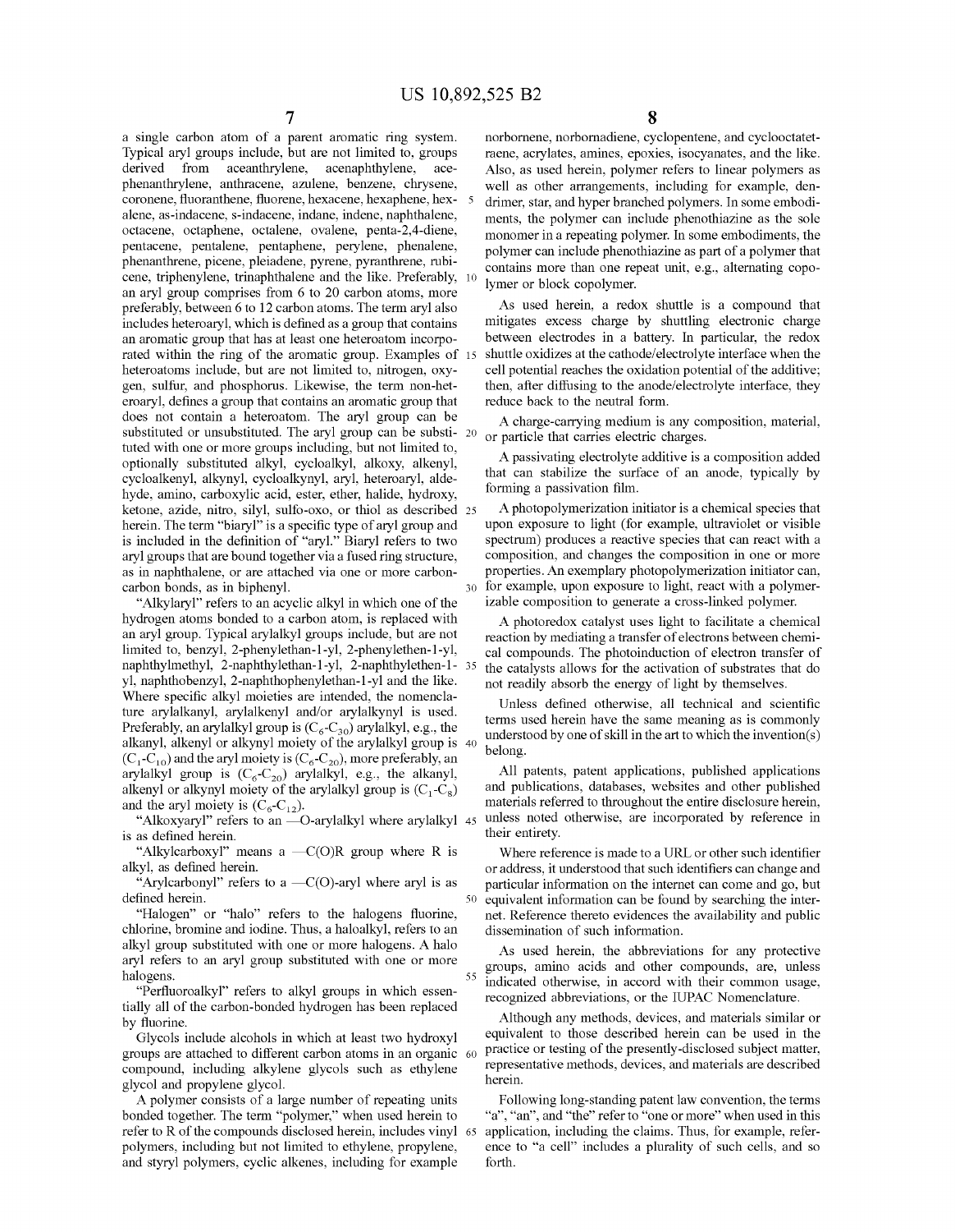a single carbon atom of a parent aromatic ring system. Typical aryl groups include, but are not limited to, groups derived from aceanthrylene, acenaphthylene, acephenanthrylene, anthracene, azulene, benzene, chrysene, coronene, fluoranthene, fluorene, hexacene, hexaphene, hexalene, as-indacene, s-indacene, indane, indene, naphthalene, octacene, octaphene, octalene, ovalene, penta-2,4-diene, pentacene, pentalene, pentaphene, perylene, phenalene, phenanthrene, picene, pleiadene, pyrene, pyranthrene, rubicene, triphenylene, trinaphthalene and the like. Preferably, an aryl group comprises from 6 to 20 carbon atoms, more preferably, between 6 to 12 carbon atoms. The term aryl also includes heteroaryl, which is defined as a group that contains an aromatic group that has at least one heteroatom incorporated within the ring of the aromatic group. Examples of heteroatoms include, but are not limited to, nitrogen, oxygen, sulfur, and phosphorus. Likewise, the term non-heteroaryl, defines a group that contains an aromatic group that does not contain a heteroatom. The aryl group can be substituted or unsubstituted. The aryl group can be substituted with one or more groups including, but not limited to, optionally substituted alkyl, cycloalkyl, alkoxy, alkenyl, cycloalkenyl, alkynyl, cycloalkynyl, aryl, heteroaryl, aldehyde, amino, carboxylic acid, ester, ether, halide, hydroxy, ketone, azide, nitro, silyl, sulfo-oxo, or thiol as described herein. The term "biaryl" is a specific type of aryl group and is included in the definition of "aryl." Biaryl refers to two aryl groups that are bound together via a fused ring structure, as in naphthalene, or are attached via one or more carbon-carbon bonds, as in biphenyl.

"Alkylaryl" refers to an acyclic alkyl in which one of the hydrogen atoms bonded to a carbon atom, is replaced with an aryl group. Typical arylalkyl groups include, but are not limited to, benzyl, 2-phenylethan-1-yl, 2-phenylethen-1-yl, naphthylmethyl, 2-naphthylethan-1-yl, 2-naphthylethen-1-yl, naphthobenzyl, 2-naphthophenylethan-1-yl and the like. Where specific alkyl moieties are intended, the nomenclature arylalkanyl, arylalkenyl and/or arylalkynyl is used. Preferably, an arylalkyl group is ($C_6$-$C_{30}$) arylalkyl, e.g., the alkanyl, alkenyl or alkynyl moiety of the arylalkyl group is ($C_1$-$C_{10}$) and the aryl moiety is ($C_6$-$C_{20}$), more preferably, an arylalkyl group is ($C_6$-$C_{20}$) arylalkyl, e.g., the alkanyl, alkenyl or alkynyl moiety of the arylalkyl group is ($C_1$-$C_8$) and the aryl moiety is ($C_6$-$C_{12}$).

"Alkoxyaryl" refers to an —O-arylalkyl where arylalkyl is as defined herein.

"Alkylcarboxyl" means a —C(O)R group where R is alkyl, as defined herein.

"Arylcarbonyl" refers to a —C(O)-aryl where aryl is as defined herein.

"Halogen" or "halo" refers to the halogens fluorine, chlorine, bromine and iodine. Thus, a haloalkyl, refers to an alkyl group substituted with one or more halogens. A halo aryl refers to an aryl group substituted with one or more halogens.

"Perfluoroalkyl" refers to alkyl groups in which essentially all of the carbon-bonded hydrogen has been replaced by fluorine.

Glycols include alcohols in which at least two hydroxyl groups are attached to different carbon atoms in an organic compound, including alkylene glycols such as ethylene glycol and propylene glycol.

A polymer consists of a large number of repeating units bonded together. The term "polymer," when used herein to refer to R of the compounds disclosed herein, includes vinyl polymers, including but not limited to, ethylene, propylene, and styryl polymers, cyclic alkenes, including for example norbornene, norbornadiene, cyclopentene, and cyclooctatetraene, acrylates, amines, epoxies, isocyanates, and the like. Also, as used herein, polymer refers to linear polymers as well as other arrangements, including for example, dendrimer, star, and hyper branched polymers. In some embodiments, the polymer can include phenothiazine as the sole monomer in a repeating polymer. In some embodiments, the polymer can include phenothiazine as part of a polymer that contains more than one repeat unit, e.g., alternating copolymer or block copolymer.

As used herein, a redox shuttle is a compound that mitigates excess charge by shuttling electronic charge between electrodes in a battery. In particular, the redox shuttle oxidizes at the cathode/electrolyte interface when the cell potential reaches the oxidation potential of the additive; then, after diffusing to the anode/electrolyte interface, they reduce back to the neutral form.

A charge-carrying medium is any composition, material, or particle that carries electric charges.

A passivating electrolyte additive is a composition added that can stabilize the surface of an anode, typically by forming a passivation film.

A photopolymerization initiator is a chemical species that upon exposure to light (for example, ultraviolet or visible spectrum) produces a reactive species that can react with a composition, and changes the composition in one or more properties. An exemplary photopolymerization initiator can, for example, upon exposure to light, react with a polymerizable composition to generate a cross-linked polymer.

A photoredox catalyst uses light to facilitate a chemical reaction by mediating a transfer of electrons between chemical compounds. The photoinduction of electron transfer of the catalysts allows for the activation of substrates that do not readily absorb the energy of light by themselves.

Unless defined otherwise, all technical and scientific terms used herein have the same meaning as is commonly understood by one of skill in the art to which the invention(s) belong.

All patents, patent applications, published applications and publications, databases, websites and other published materials referred to throughout the entire disclosure herein, unless noted otherwise, are incorporated by reference in their entirety.

Where reference is made to a URL or other such identifier or address, it understood that such identifiers can change and particular information on the internet can come and go, but equivalent information can be found by searching the internet. Reference thereto evidences the availability and public dissemination of such information.

As used herein, the abbreviations for any protective groups, amino acids and other compounds, are, unless indicated otherwise, in accord with their common usage, recognized abbreviations, or the IUPAC Nomenclature.

Although any methods, devices, and materials similar or equivalent to those described herein can be used in the practice or testing of the presently-disclosed subject matter, representative methods, devices, and materials are described herein.

Following long-standing patent law convention, the terms "a", "an", and "the" refer to "one or more" when used in this application, including the claims. Thus, for example, reference to "a cell" includes a plurality of such cells, and so forth.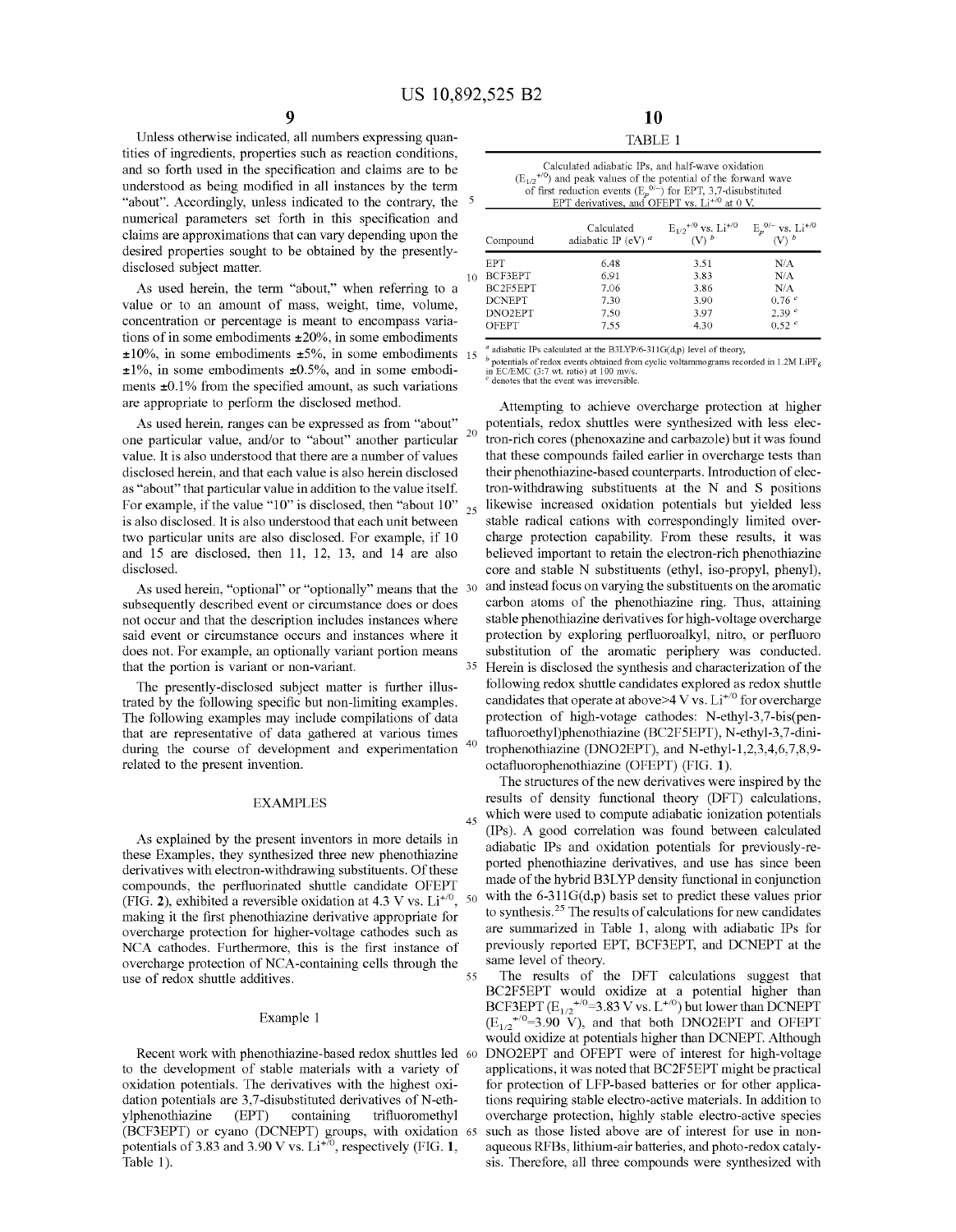Unless otherwise indicated, all numbers expressing quantities of ingredients, properties such as reaction conditions, and so forth used in the specification and claims are to be understood as being modified in all instances by the term "about". Accordingly, unless indicated to the contrary, the numerical parameters set forth in this specification and claims are approximations that can vary depending upon the desired properties sought to be obtained by the presently-disclosed subject matter.

As used herein, the term "about," when referring to a value or to an amount of mass, weight, time, volume, concentration or percentage is meant to encompass variations of in some embodiments ±20%, in some embodiments ±10%, in some embodiments ±5%, in some embodiments ±1%, in some embodiments ±0.5%, and in some embodiments ±0.1% from the specified amount, as such variations are appropriate to perform the disclosed method.

As used herein, ranges can be expressed as from "about" one particular value, and/or to "about" another particular value. It is also understood that there are a number of values disclosed herein, and that each value is also herein disclosed as "about" that particular value in addition to the value itself. For example, if the value "10" is disclosed, then "about 10" is also disclosed. It is also understood that each unit between two particular units are also disclosed. For example, if 10 and 15 are disclosed, then 11, 12, 13, and 14 are also disclosed.

As used herein, "optional" or "optionally" means that the subsequently described event or circumstance does or does not occur and that the description includes instances where said event or circumstance occurs and instances where it does not. For example, an optionally variant portion means that the portion is variant or non-variant.

The presently-disclosed subject matter is further illustrated by the following specific but non-limiting examples. The following examples may include compilations of data that are representative of data gathered at various times during the course of development and experimentation related to the present invention.

## EXAMPLES

As explained by the present inventors in more details in these Examples, they synthesized three new phenothiazine derivatives with electron-withdrawing substituents. Of these compounds, the perfluorinated shuttle candidate OFEPT (FIG. 2), exhibited a reversible oxidation at 4.3 V vs. $Li^{+/0}$, making it the first phenothiazine derivative appropriate for overcharge protection for higher-voltage cathodes such as NCA cathodes. Furthermore, this is the first instance of overcharge protection of NCA-containing cells through the use of redox shuttle additives.

### Example 1

Recent work with phenothiazine-based redox shuttles led to the development of stable materials with a variety of oxidation potentials. The derivatives with the highest oxidation potentials are 3,7-disubstituted derivatives of N-ethylphenothiazine (EPT) containing trifluoromethyl (BCF3EPT) or cyano (DCNEPT) groups, with oxidation potentials of 3.83 and 3.90 V vs. $Li^{+/0}$, respectively (FIG. 1, Table 1).

TABLE 1

Calculated adiabatic IPs, and half-wave oxidation ($E_{1/2}^{+/0}$) and peak values of the potential of the forward wave of first reduction events ($E_p^{0/-}$) for EPT, 3,7-disubstituted EPT derivatives, and OFEPT vs. $Li^{+/0}$ at 0 V.

| Compound | Calculated adiabatic IP (eV) [a] | $E_{1/2}^{+/0}$ vs. $Li^{+/0}$ (V) [b] | $E_p^{0/-}$ vs. $Li^{+/0}$ (V) [b] |
|---|---|---|---|
| EPT | 6.48 | 3.51 | N/A |
| BCF3EPT | 6.91 | 3.83 | N/A |
| BC2F5EPT | 7.06 | 3.86 | N/A |
| DCNEPT | 7.30 | 3.90 | 0.76 [c] |
| DNO2EPT | 7.50 | 3.97 | 2.39 [c] |
| OFEPT | 7.55 | 4.30 | 0.52 [c] |

[a] adiabatic IPs calculated at the B3LYP/6-311G(d,p) level of theory,
[b] potentials of redox events obtained from cyclic voltammograms recorded in 1.2M $LiPF_6$ in EC/EMC (3:7 wt. ratio) at 100 mV/s.
[c] denotes that the event was irreversible.

Attempting to achieve overcharge protection at higher potentials, redox shuttles were synthesized with less electron-rich cores (phenoxazine and carbazole) but it was found that these compounds failed earlier in overcharge tests than their phenothiazine-based counterparts. Introduction of electron-withdrawing substituents at the N and S positions likewise increased oxidation potentials but yielded less stable radical cations with correspondingly limited overcharge protection capability. From these results, it was believed important to retain the electron-rich phenothiazine core and stable N substituents (ethyl, iso-propyl, phenyl), and instead focus on varying the substituents on the aromatic carbon atoms of the phenothiazine ring. Thus, attaining stable phenothiazine derivatives for high-voltage overcharge protection by exploring perfluoroalkyl, nitro, or perfluoro substitution of the aromatic periphery was conducted. Herein is disclosed the synthesis and characterization of the following redox shuttle candidates explored as redox shuttle candidates that operate at above>4 V vs. $Li^{+/0}$ for overcharge protection of high-voltage cathodes: N-ethyl-3,7-bis(pentafluoroethyl)phenothiazine (BC2F5EPT), N-ethyl-3,7-dinitrophenothiazine (DNO2EPT), and N-ethyl-1,2,3,4,6,7,8,9-octafluorophenothiazine (OFEPT) (FIG. 1).

The structures of the new derivatives were inspired by the results of density functional theory (DFT) calculations, which were used to compute adiabatic ionization potentials (IPs). A good correlation was found between calculated adiabatic IPs and oxidation potentials for previously-reported phenothiazine derivatives, and use has since been made of the hybrid B3LYP density functional in conjunction with the 6-311G(d,p) basis set to predict these values prior to synthesis.[25] The results of calculations for new candidates are summarized in Table 1, along with adiabatic IPs for previously reported EPT, BCF3EPT, and DCNEPT at the same level of theory.

The results of the DFT calculations suggest that BC2F5EPT would oxidize at a potential higher than BCF3EPT ($E_{1/2}^{+/0}$=3.83 V vs. $L^{+/0}$) but lower than DCNEPT ($E_{1/2}^{+/0}$=3.90 V), and that both DNO2EPT and OFEPT would oxidize at potentials higher than DCNEPT. Although DNO2EPT and OFEPT were of interest for high-voltage applications, it was noted that BC2F5EPT might be practical for protection of LFP-based batteries or for other applications requiring stable electro-active materials. In addition to overcharge protection, highly stable electro-active species such as those listed above are of interest for use in non-aqueous RFBs, lithium-air batteries, and photo-redox catalysis. Therefore, all three compounds were synthesized with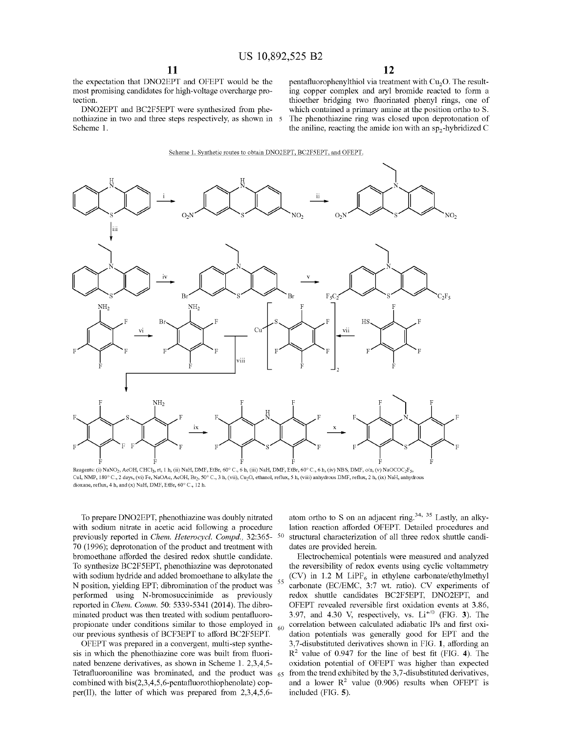the expectation that DNO2EPT and OFEPT would be the most promising candidates for high-voltage overcharge protection.

DNO2EPT and BC2F5EPT were synthesized from phenothiazine in two and three steps respectively, as shown in Scheme 1.

pentafluorophenylthiol via treatment with $Cu_2O$. The resulting copper complex and aryl bromide reacted to form a thioether bridging two fluorinated phenyl rings, one of which contained a primary amine at the position ortho to S. The phenothiazine ring was closed upon deprotonation of the aniline, reacting the amide ion with an $sp_2$-hybridized C atom ortho to S on an adjacent ring.[34, 35] Lastly, an alkylation reaction afforded OFEPT. Detailed procedures and structural characterization of all three redox shuttle candidates are provided herein.

Scheme 1. Synthetic routes to obtain DNO2EPT, BC2F5EPT, and OFEPT.

Reagents: (i) $NaNO_2$, AcOH, $CHCl_3$, rt, 1 h, (ii) NaH, DMF, EtBr, 60° C., 6 h, (iii) NaH, DMF, EtBr, 60° C., 6 h, (iv) NBS, DMF, o/n, (v) $NaOCOC_2F_5$, CuI, NMP, 180° C., 2 days, (vi) Fe, NaOAc, AcOH, $Br_2$, 50° C., 3 h, (vii), $Cu_2O$, ethanol, reflux, 5 h, (viii) anhydrous DMF, reflux, 2 h, (ix) NaH, anhydrous dioxane, reflux, 4 h, and (x) NaH, DMF, EtBr, 60° C., 12 h.

To prepare DNO2EPT, phenothiazine was doubly nitrated with sodium nitrate in acetic acid following a procedure previously reported in *Chem. Heterocycl. Compd.,* 32:365-70 (1996); deprotonation of the product and treatment with bromoethane afforded the desired redox shuttle candidate. To synthesize BC2F5EPT, phenothiazine was deprotonated with sodium hydride and added bromoethane to alkylate the N position, yielding EPT; dibromination of the product was performed using N-bromosuccinimide as previously reported in *Chem. Comm.* 50: 5339-5341 (2014). The dibrominated product was then treated with sodium pentafluoropropionate under conditions similar to those employed in our previous synthesis of BCF3EPT to afford BC2F5EPT.

OFEPT was prepared in a convergent, multi-step synthesis in which the phenothiazine core was built from fluorinated benzene derivatives, as shown in Scheme 1. 2,3,4,5-Tetrafluoroaniline was brominated, and the product was combined with bis(2,3,4,5,6-pentafluorothiophenolate) copper(II), the latter of which was prepared from 2,3,4,5,6-

Electrochemical potentials were measured and analyzed the reversibility of redox events using cyclic voltammetry (CV) in 1.2 M $LiPF_6$ in ethylene carbonate/ethylmethyl carbonate (EC/EMC, 3:7 wt. ratio). CV experiments of redox shuttle candidates BC2F5EPT, DNO2EPT, and OFEPT revealed reversible first oxidation events at 3.86, 3.97, and 4.30 V, respectively, vs. $Li^{+/0}$ (FIG. 3). The correlation between calculated adiabatic IPs and first oxidation potentials was generally good for EPT and the 3,7-disubstituted derivatives shown in FIG. 1, affording an $R^2$ value of 0.947 for the line of best fit (FIG. 4). The oxidation potential of OFEPT was higher than expected from the trend exhibited by the 3,7-disubstituted derivatives, and a lower $R^2$ value (0.906) results when OFEPT is included (FIG. 5).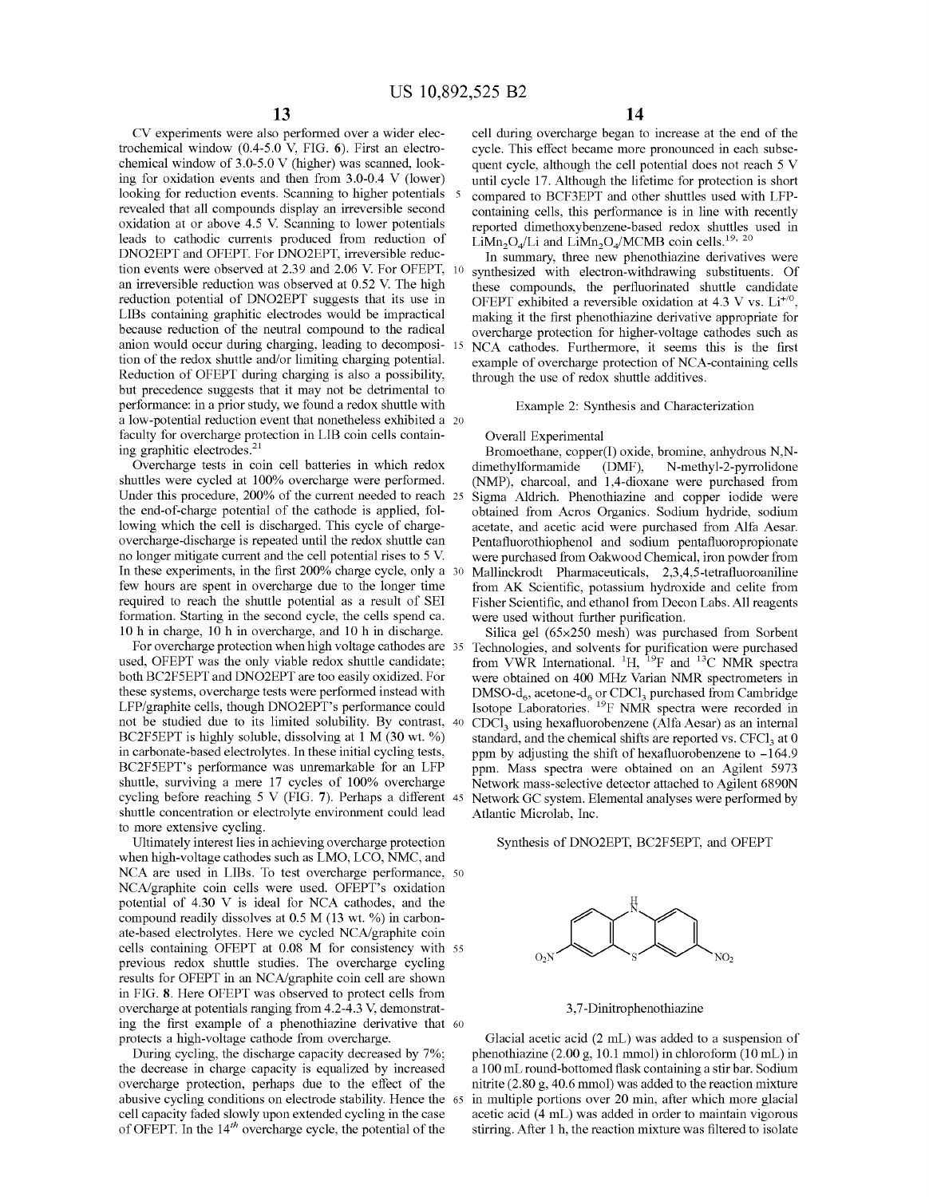CV experiments were also performed over a wider electrochemical window (0.4-5.0 V, FIG. 6). First an electrochemical window of 3.0-5.0 V (higher) was scanned, looking for oxidation events and then from 3.0-0.4 V (lower) looking for reduction events. Scanning to higher potentials revealed that all compounds display an irreversible second oxidation at or above 4.5 V. Scanning to lower potentials leads to cathodic currents produced from reduction of DNO2EPT and OFEPT. For DNO2EPT, irreversible reduction events were observed at 2.39 and 2.06 V. For OFEPT, an irreversible reduction was observed at 0.52 V. The high reduction potential of DNO2EPT suggests that its use in LIBs containing graphitic electrodes would be impractical because reduction of the neutral compound to the radical anion would occur during charging, leading to decomposition of the redox shuttle and/or limiting charging potential. Reduction of OFEPT during charging is also a possibility, but precedence suggests that it may not be detrimental to performance: in a prior study, we found a redox shuttle with a low-potential reduction event that nonetheless exhibited a faculty for overcharge protection in LIB coin cells containing graphitic electrodes.[21]

Overcharge tests in coin cell batteries in which redox shuttles were cycled at 100% overcharge were performed. Under this procedure, 200% of the current needed to reach the end-of-charge potential of the cathode is applied, following which the cell is discharged. This cycle of charge-overcharge-discharge is repeated until the redox shuttle can no longer mitigate current and the cell potential rises to 5 V. In these experiments, in the first 200% charge cycle, only a few hours are spent in overcharge due to the longer time required to reach the shuttle potential as a result of SEI formation. Starting in the second cycle, the cells spend ca. 10 h in charge, 10 h in overcharge, and 10 h in discharge.

For overcharge protection when high voltage cathodes are used, OFEPT was the only viable redox shuttle candidate; both BC2F5EPT and DNO2EPT are too easily oxidized. For these systems, overcharge tests were performed instead with LFP/graphite cells, though DNO2EPT's performance could not be studied due to its limited solubility. By contrast, BC2F5EPT is highly soluble, dissolving at 1 M (30 wt. %) in carbonate-based electrolytes. In these initial cycling tests, BC2F5EPT's performance was unremarkable for an LFP shuttle, surviving a mere 17 cycles of 100% overcharge cycling before reaching 5 V (FIG. 7). Perhaps a different shuttle concentration or electrolyte environment could lead to more extensive cycling.

Ultimately interest lies in achieving overcharge protection when high-voltage cathodes such as LMO, LCO, NMC, and NCA are used in LIBs. To test overcharge performance, NCA/graphite coin cells were used. OFEPT's oxidation potential of 4.30 V is ideal for NCA cathodes, and the compound readily dissolves at 0.5 M (13 wt. %) in carbonate-based electrolytes. Here we cycled NCA/graphite coin cells containing OFEPT at 0.08 M for consistency with previous redox shuttle studies. The overcharge cycling results for OFEPT in an NCA/graphite coin cell are shown in FIG. 8. Here OFEPT was observed to protect cells from overcharge at potentials ranging from 4.2-4.3 V, demonstrating the first example of a phenothiazine derivative that protects a high-voltage cathode from overcharge.

During cycling, the discharge capacity decreased by 7%; the decrease in charge capacity is equalized by increased overcharge protection, perhaps due to the effect of the abusive cycling conditions on electrode stability. Hence the cell capacity faded slowly upon extended cycling in the case of OFEPT. In the 14$^{th}$ overcharge cycle, the potential of the cell during overcharge began to increase at the end of the cycle. This effect became more pronounced in each subsequent cycle, although the cell potential does not reach 5 V until cycle 17. Although the lifetime for protection is short compared to BCF3EPT and other shuttles used with LFP-containing cells, this performance is in line with recently reported dimethoxybenzene-based redox shuttles used in $LiMn_2O_4$/Li and $LiMn_2O_4$/MCMB coin cells.[19, 20]

In summary, three new phenothiazine derivatives were synthesized with electron-withdrawing substituents. Of these compounds, the perfluorinated shuttle candidate OFEPT exhibited a reversible oxidation at 4.3 V vs. $Li^{+/0}$, making it the first phenothiazine derivative appropriate for overcharge protection for higher-voltage cathodes such as NCA cathodes. Furthermore, it seems this is the first example of overcharge protection of NCA-containing cells through the use of redox shuttle additives.

## Example 2: Synthesis and Characterization

### Overall Experimental

Bromoethane, copper(I) oxide, bromine, anhydrous N,N-dimethylformamide (DMF), N-methyl-2-pyrrolidone (NMP), charcoal, and 1,4-dioxane were purchased from Sigma Aldrich. Phenothiazine and copper iodide were obtained from Acros Organics. Sodium hydride, sodium acetate, and acetic acid were purchased from Alfa Aesar. Pentafluorothiophenol and sodium pentafluoropropionate were purchased from Oakwood Chemical, iron powder from Mallinckrodt Pharmaceuticals, 2,3,4,5-tetrafluoroaniline from AK Scientific, potassium hydroxide and celite from Fisher Scientific, and ethanol from Decon Labs. All reagents were used without further purification.

Silica gel (65×250 mesh) was purchased from Sorbent Technologies, and solvents for purification were purchased from VWR International. $^{1}H$, $^{19}F$ and $^{13}C$ NMR spectra were obtained on 400 MHz Varian NMR spectrometers in DMSO-$d_6$, acetone-$d_6$ or $CDCl_3$ purchased from Cambridge Isotope Laboratories. $^{19}F$ NMR spectra were recorded in $CDCl_3$ using hexafluorobenzene (Alfa Aesar) as an internal standard, and the chemical shifts are reported vs. $CFCl_3$ at 0 ppm by adjusting the shift of hexafluorobenzene to −164.9 ppm. Mass spectra were obtained on an Agilent 5973 Network mass-selective detector attached to Agilent 6890N Network GC system. Elemental analyses were performed by Atlantic Microlab, Inc.

### Synthesis of DNO2EPT, BC2F5EPT, and OFEPT

3,7-Dinitrophenothiazine

Glacial acetic acid (2 mL) was added to a suspension of phenothiazine (2.00 g, 10.1 mmol) in chloroform (10 mL) in a 100 mL round-bottomed flask containing a stir bar. Sodium nitrite (2.80 g, 40.6 mmol) was added to the reaction mixture in multiple portions over 20 min, after which more glacial acetic acid (4 mL) was added in order to maintain vigorous stirring. After 1 h, the reaction mixture was filtered to isolate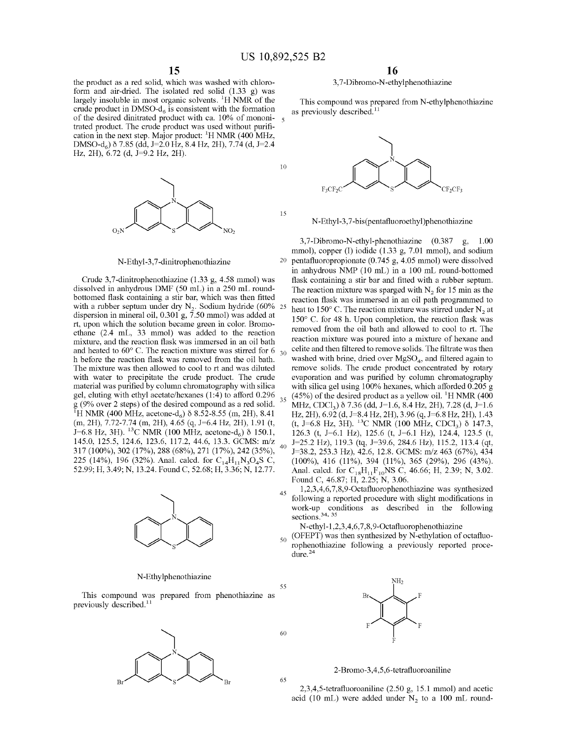the product as a red solid, which was washed with chloroform and air-dried. The isolated red solid (1.33 g) was largely insoluble in most organic solvents. $^1$H NMR of the crude product in DMSO-$d_6$ is consistent with the formation of the desired dinitrated product with ca. 10% of mononitrated product. The crude product was used without purification in the next step. Major product: $^1$H NMR (400 MHz, DMSO-$d_6$) δ 7.85 (dd, J=2.0 Hz, 8.4 Hz, 2H), 7.74 (d, J=2.4 Hz, 2H), 6.72 (d, J=9.2 Hz, 2H).

N-Ethyl-3,7-dinitrophenothiazine

Crude 3,7-dinitrophenothiazine (1.33 g, 4.58 mmol) was dissolved in anhydrous DMF (50 mL) in a 250 mL round-bottomed flask containing a stir bar, which was then fitted with a rubber septum under dry $N_2$. Sodium hydride (60% dispersion in mineral oil, 0.301 g, 7.50 mmol) was added at rt, upon which the solution became green in color. Bromoethane (2.4 mL, 33 mmol) was added to the reaction mixture, and the reaction flask was immersed in an oil bath and heated to 60° C. The reaction mixture was stirred for 6 h before the reaction flask was removed from the oil bath. The mixture was then allowed to cool to rt and was diluted with water to precipitate the crude product. The crude material was purified by column chromatography with silica gel, eluting with ethyl acetate/hexanes (1:4) to afford 0.296 g (9% over 2 steps) of the desired compound as a red solid. $^1$H NMR (400 MHz, acetone-$d_6$) δ 8.52-8.55 (m, 2H), 8.41 (m, 2H), 7.72-7.74 (m, 2H), 4.65 (q, J=6.4 Hz, 2H), 1.91 (t, J=6.8 Hz, 3H). $^{13}$C NMR (100 MHz, acetone-$d_6$) δ 150.1, 145.0, 125.5, 124.6, 123.6, 117.2, 44.6, 13.3. GCMS: m/z 317 (100%), 302 (17%), 288 (68%), 271 (17%), 242 (35%), 225 (14%), 196 (32%). Anal. calcd. for $C_{14}H_{11}N_3O_4S$ C, 52.99; H, 3.49; N, 13.24. Found C, 52.68; H, 3.36; N, 12.77.

N-Ethylphenothiazine

This compound was prepared from phenothiazine as previously described.[11]

3,7-Dibromo-N-ethylphenothiazine

This compound was prepared from N-ethylphenothiazine as previously described.[11]

N-Ethyl-3,7-bis(pentafluoroethyl)phenothiazine

3,7-Dibromo-N-ethyl-phenothiazine (0.387 g, 1.00 mmol), copper (I) iodide (1.33 g, 7.01 mmol), and sodium pentafluoropropionate (0.745 g, 4.05 mmol) were dissolved in anhydrous NMP (10 mL) in a 100 mL round-bottomed flask containing a stir bar and fitted with a rubber septum. The reaction mixture was sparged with $N_2$ for 15 min as the reaction flask was immersed in an oil path programmed to heat to 150° C. The reaction mixture was stirred under $N_2$ at 150° C. for 48 h. Upon completion, the reaction flask was removed from the oil bath and allowed to cool to rt. The reaction mixture was poured into a mixture of hexane and celite and then filtered to remove solids. The filtrate was then washed with brine, dried over $MgSO_4$, and filtered again to remove solids. The crude product concentrated by rotary evaporation and was purified by column chromatography with silica gel using 100% hexanes, which afforded 0.205 g (45%) of the desired product as a yellow oil. $^1$H NMR (400 MHz, $CDCl_3$) δ 7.36 (dd, J=1.6, 8.4 Hz, 2H), 7.28 (d, J=1.6 Hz, 2H), 6.92 (d, J=8.4 Hz, 2H), 3.96 (q, J=6.8 Hz, 2H), 1.43 (t, J=6.8 Hz, 3H). $^{13}$C NMR (100 MHz, $CDCl_3$) δ 147.3, 126.3 (t, J=6.1 Hz), 125.6 (t, J=6.1 Hz), 124.4, 123.5 (t, J=25.2 Hz), 119.3 (tq, J=39.6, 284.6 Hz), 115.2, 113.4 (qt, J=38.2, 253.3 Hz), 42.6, 12.8. GCMS: m/z 463 (67%), 434 (100%), 416 (11%), 394 (11%), 365 (29%), 296 (43%). Anal. calcd. for $C_{18}H_{11}F_{10}NS$ C, 46.66; H, 2.39; N, 3.02. Found C, 46.87; H, 2.25; N, 3.06.

1,2,3,4,6,7,8,9-Octafluorophenothiazine was synthesized following a reported procedure with slight modifications in work-up conditions as described in the following sections.[34, 35]

N-ethyl-1,2,3,4,6,7,8,9-Octafluorophenothiazine (OFEPT) was then synthesized by N-ethylation of octafluorophenothiazine following a previously reported procedure.[24]

2-Bromo-3,4,5,6-tetrafluoroaniline

2,3,4,5-tetrafluoroaniline (2.50 g, 15.1 mmol) and acetic acid (10 mL) were added under $N_2$ to a 100 mL round-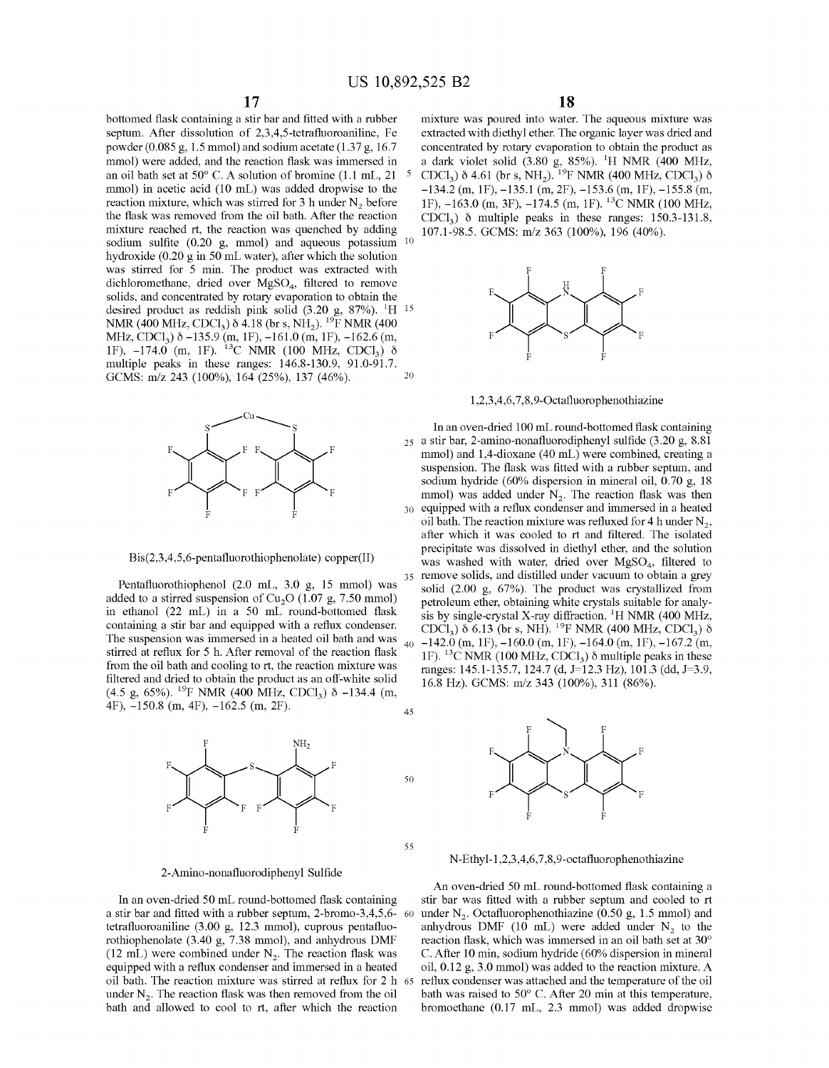bottomed flask containing a stir bar and fitted with a rubber septum. After dissolution of 2,3,4,5-tetrafluoroaniline, Fe powder (0.085 g, 1.5 mmol) and sodium acetate (1.37 g, 16.7 mmol) were added, and the reaction flask was immersed in an oil bath set at 50° C. A solution of bromine (1.1 mL, 21 mmol) in acetic acid (10 mL) was added dropwise to the reaction mixture, which was stirred for 3 h under $N_2$ before the flask was removed from the oil bath. After the reaction mixture reached rt, the reaction was quenched by adding sodium sulfite (0.20 g, mmol) and aqueous potassium hydroxide (0.20 g in 50 mL water), after which the solution was stirred for 5 min. The product was extracted with dichloromethane, dried over $MgSO_4$, filtered to remove solids, and concentrated by rotary evaporation to obtain the desired product as reddish pink solid (3.20 g, 87%). $^1$H NMR (400 MHz, $CDCl_3$) δ 4.18 (br s, $NH_2$). $^{19}$F NMR (400 MHz, $CDCl_3$) δ −135.9 (m, 1F), −161.0 (m, 1F), −162.6 (m, 1F), −174.0 (m, 1F). $^{13}$C NMR (100 MHz, $CDCl_3$) δ multiple peaks in these ranges: 146.8-130.9, 91.0-91.7. GCMS: m/z 243 (100%), 164 (25%), 137 (46%).

Bis(2,3,4,5,6-pentafluorothiophenolate) copper(II)

Pentafluorothiophenol (2.0 mL, 3.0 g, 15 mmol) was added to a stirred suspension of $Cu_2O$ (1.07 g, 7.50 mmol) in ethanol (22 mL) in a 50 mL round-bottomed flask containing a stir bar and equipped with a reflux condenser. The suspension was immersed in a heated oil bath and was stirred at reflux for 5 h. After removal of the reaction flask from the oil bath and cooling to rt, the reaction mixture was filtered and dried to obtain the product as an off-white solid (4.5 g, 65%). $^{19}$F NMR (400 MHz, $CDCl_3$) δ −134.4 (m, 4F), −150.8 (m, 4F), −162.5 (m, 2F).

2-Amino-nonafluorodiphenyl Sulfide

In an oven-dried 50 mL round-bottomed flask containing a stir bar and fitted with a rubber septum, 2-bromo-3,4,5,6-tetrafluoroaniline (3.00 g, 12.3 mmol), cuprous pentafluorothiophenolate (3.40 g, 7.38 mmol), and anhydrous DMF (12 mL) were combined under $N_2$. The reaction flask was equipped with a reflux condenser and immersed in a heated oil bath. The reaction mixture was stirred at reflux for 2 h under $N_2$. The reaction flask was then removed from the oil bath and allowed to cool to rt, after which the reaction mixture was poured into water. The aqueous mixture was extracted with diethyl ether. The organic layer was dried and concentrated by rotary evaporation to obtain the product as a dark violet solid (3.80 g, 85%). $^1$H NMR (400 MHz, $CDCl_3$) δ 4.61 (br s, $NH_2$). $^{19}$F NMR (400 MHz, $CDCl_3$) δ −134.2 (m, 1F), −135.1 (m, 2F), −153.6 (m, 1F), −155.8 (m, 1F), −163.0 (m, 3F), −174.5 (m, 1F). $^{13}$C NMR (100 MHz, $CDCl_3$) δ multiple peaks in these ranges: 150.3-131.8, 107.1-98.5. GCMS: m/z 363 (100%), 196 (40%).

1,2,3,4,6,7,8,9-Octafluorophenothiazine

In an oven-dried 100 mL round-bottomed flask containing a stir bar, 2-amino-nonafluorodiphenyl sulfide (3.20 g, 8.81 mmol) and 1,4-dioxane (40 mL) were combined, creating a suspension. The flask was fitted with a rubber septum, and sodium hydride (60% dispersion in mineral oil, 0.70 g, 18 mmol) was added under $N_2$. The reaction flask was then equipped with a reflux condenser and immersed in a heated oil bath. The reaction mixture was refluxed for 4 h under $N_2$, after which it was cooled to rt and filtered. The isolated precipitate was dissolved in diethyl ether, and the solution was washed with water, dried over $MgSO_4$, filtered to remove solids, and distilled under vacuum to obtain a grey solid (2.00 g, 67%). The product was crystallized from petroleum ether, obtaining white crystals suitable for analysis by single-crystal X-ray diffraction. $^1$H NMR (400 MHz, $CDCl_3$) δ 6.13 (br s, NH). $^{19}$F NMR (400 MHz, $CDCl_3$) δ −142.0 (m, 1F), −160.0 (m, 1F), −164.0 (m, 1F), −167.2 (m, 1F). $^{13}$C NMR (100 MHz, $CDCl_3$) δ multiple peaks in these ranges: 145.1-135.7, 124.7 (d, J=12.3 Hz), 101.3 (dd, J=3.9, 16.8 Hz). GCMS: m/z 343 (100%), 311 (86%).

N-Ethyl-1,2,3,4,6,7,8,9-octafluorophenothiazine

An oven-dried 50 mL round-bottomed flask containing a stir bar was fitted with a rubber septum and cooled to rt under $N_2$. Octafluorophenothiazine (0.50 g, 1.5 mmol) and anhydrous DMF (10 mL) were added under $N_2$ to the reaction flask, which was immersed in an oil bath set at 30° C. After 10 min, sodium hydride (60% dispersion in mineral oil, 0.12 g, 3.0 mmol) was added to the reaction mixture. A reflux condenser was attached and the temperature of the oil bath was raised to 50° C. After 20 min at this temperature, bromoethane (0.17 mL, 2.3 mmol) was added dropwise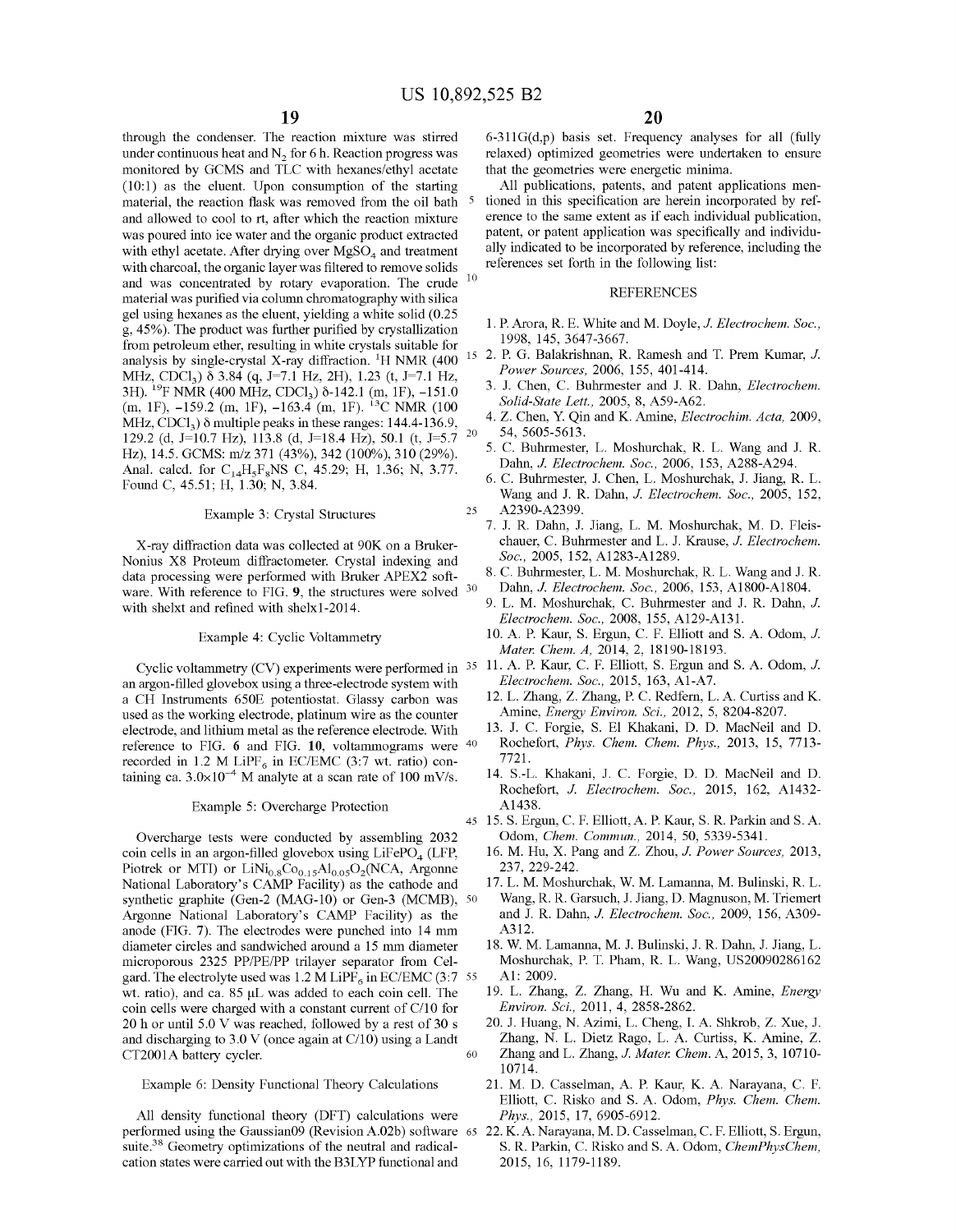through the condenser. The reaction mixture was stirred under continuous heat and $N_2$ for 6 h. Reaction progress was monitored by GCMS and TLC with hexanes/ethyl acetate (10:1) as the eluent. Upon consumption of the starting material, the reaction flask was removed from the oil bath and allowed to cool to rt, after which the reaction mixture was poured into ice water and the organic product extracted with ethyl acetate. After drying over $MgSO_4$ and treatment with charcoal, the organic layer was filtered to remove solids and was concentrated by rotary evaporation. The crude material was purified via column chromatography with silica gel using hexanes as the eluent, yielding a white solid (0.25 g, 45%). The product was further purified by crystallization from petroleum ether, resulting in white crystals suitable for analysis by single-crystal X-ray diffraction. $^1H$ NMR (400 MHz, $CDCl_3$) δ 3.84 (q, J=7.1 Hz, 2H), 1.23 (t, J=7.1 Hz, 3H). $^{19}F$ NMR (400 MHz, $CDCl_3$) δ-142.1 (m, 1F), −151.0 (m, 1F), −159.2 (m, 1F), −163.4 (m, 1F). $^{13}C$ NMR (100 MHz, $CDCl_3$) δ multiple peaks in these ranges: 144.4-136.9, 129.2 (d, J=10.7 Hz), 113.8 (d, J=18.4 Hz), 50.1 (t, J=5.7 Hz), 14.5. GCMS: m/z 371 (43%), 342 (100%), 310 (29%). Anal. calcd. for $C_{14}H_5F_8NS$ C, 45.29; H, 1.36; N, 3.77. Found C, 45.51; H, 1.30; N, 3.84.

### Example 3: Crystal Structures

X-ray diffraction data was collected at 90K on a Bruker-Nonius X8 Proteum diffractometer. Crystal indexing and data processing were performed with Bruker APEX2 software. With reference to FIG. 9, the structures were solved with shelxt and refined with shelxl-2014.

### Example 4: Cyclic Voltammetry

Cyclic voltammetry (CV) experiments were performed in an argon-filled glovebox using a three-electrode system with a CH Instruments 650E potentiostat. Glassy carbon was used as the working electrode, platinum wire as the counter electrode, and lithium metal as the reference electrode. With reference to FIG. 6 and FIG. 10, voltammograms were recorded in 1.2 M $LiPF_6$ in EC/EMC (3:7 wt. ratio) containing ca. $3.0\times10^{-4}$ M analyte at a scan rate of 100 mV/s.

### Example 5: Overcharge Protection

Overcharge tests were conducted by assembling 2032 coin cells in an argon-filled glovebox using $LiFePO_4$ (LFP, Piotrek or MTI) or $LiNi_{0.8}Co_{0.15}Al_{0.05}O_2$(NCA, Argonne National Laboratory's CAMP Facility) as the cathode and synthetic graphite (Gen-2 (MAG-10) or Gen-3 (MCMB), Argonne National Laboratory's CAMP Facility) as the anode (FIG. 7). The electrodes were punched into 14 mm diameter circles and sandwiched around a 15 mm diameter microporous 2325 PP/PE/PP trilayer separator from Celgard. The electrolyte used was 1.2 M $LiPF_6$ in EC/EMC (3:7 wt. ratio), and ca. 85 μL was added to each coin cell. The coin cells were charged with a constant current of C/10 for 20 h or until 5.0 V was reached, followed by a rest of 30 s and discharging to 3.0 V (once again at C/10) using a Landt CT2001A battery cycler.

### Example 6: Density Functional Theory Calculations

All density functional theory (DFT) calculations were performed using the Gaussian09 (Revision A.02b) software suite.[38] Geometry optimizations of the neutral and radical-cation states were carried out with the B3LYP functional and 6-311G(d,p) basis set. Frequency analyses for all (fully relaxed) optimized geometries were undertaken to ensure that the geometries were energetic minima.

All publications, patents, and patent applications mentioned in this specification are herein incorporated by reference to the same extent as if each individual publication, patent, or patent application was specifically and individually indicated to be incorporated by reference, including the references set forth in the following list:

## REFERENCES

1. P. Arora, R. E. White and M. Doyle, *J. Electrochem. Soc.,* 1998, 145, 3647-3667.
2. P. G. Balakrishnan, R. Ramesh and T. Prem Kumar, *J. Power Sources,* 2006, 155, 401-414.
3. J. Chen, C. Buhrmester and J. R. Dahn, *Electrochem. Solid-State Lett.,* 2005, 8, A59-A62.
4. Z. Chen, Y. Qin and K. Amine, *Electrochim. Acta,* 2009, 54, 5605-5613.
5. C. Buhrmester, L. Moshurchak, R. L. Wang and J. R. Dahn, *J. Electrochem. Soc.,* 2006, 153, A288-A294.
6. C. Buhrmester, J. Chen, L. Moshurchak, J. Jiang, R. L. Wang and J. R. Dahn, *J. Electrochem. Soc.,* 2005, 152, A2390-A2399.
7. J. R. Dahn, J. Jiang, L. M. Moshurchak, M. D. Fleischauer, C. Buhrmester and L. J. Krause, *J. Electrochem. Soc.,* 2005, 152, A1283-A1289.
8. C. Buhrmester, L. M. Moshurchak, R. L. Wang and J. R. Dahn, *J. Electrochem. Soc.,* 2006, 153, A1800-A1804.
9. L. M. Moshurchak, C. Buhrmester and J. R. Dahn, *J. Electrochem. Soc.,* 2008, 155, A129-A131.
10. A. P. Kaur, S. Ergun, C. F. Elliott and S. A. Odom, *J. Mater. Chem. A,* 2014, 2, 18190-18193.
11. A. P. Kaur, C. F. Elliott, S. Ergun and S. A. Odom, *J. Electrochem. Soc.,* 2015, 163, A1-A7.
12. L. Zhang, Z. Zhang, P. C. Redfern, L. A. Curtiss and K. Amine, *Energy Environ. Sci.,* 2012, 5, 8204-8207.
13. J. C. Forgie, S. El Khakani, D. D. MacNeil and D. Rochefort, *Phys. Chem. Chem. Phys.,* 2013, 15, 7713-7721.
14. S.-L. Khakani, J. C. Forgie, D. D. MacNeil and D. Rochefort, *J. Electrochem. Soc.,* 2015, 162, A1432-A1438.
15. S. Ergun, C. F. Elliott, A. P. Kaur, S. R. Parkin and S. A. Odom, *Chem. Commun.,* 2014, 50, 5339-5341.
16. M. Hu, X. Pang and Z. Zhou, *J. Power Sources,* 2013, 237, 229-242.
17. L. M. Moshurchak, W. M. Lamanna, M. Bulinski, R. L. Wang, R. R. Garsuch, J. Jiang, D. Magnuson, M. Triemert and J. R. Dahn, *J. Electrochem. Soc.,* 2009, 156, A309-A312.
18. W. M. Lamanna, M. J. Bulinski, J. R. Dahn, J. Jiang, L. Moshurchak, P. T. Pham, R. L. Wang, US20090286162 A1: 2009.
19. L. Zhang, Z. Zhang, H. Wu and K. Amine, *Energy Environ. Sci.,* 2011, 4, 2858-2862.
20. J. Huang, N. Azimi, L. Cheng, I. A. Shkrob, Z. Xue, J. Zhang, N. L. Dietz Rago, L. A. Curtiss, K. Amine, Z. Zhang and L. Zhang, *J. Mater. Chem. A,* 2015, 3, 10710-10714.
21. M. D. Casselman, A. P. Kaur, K. A. Narayana, C. F. Elliott, C. Risko and S. A. Odom, *Phys. Chem. Chem. Phys.,* 2015, 17, 6905-6912.
22. K. A. Narayana, M. D. Casselman, C. F. Elliott, S. Ergun, S. R. Parkin, C. Risko and S. A. Odom, *ChemPhysChem,* 2015, 16, 1179-1189.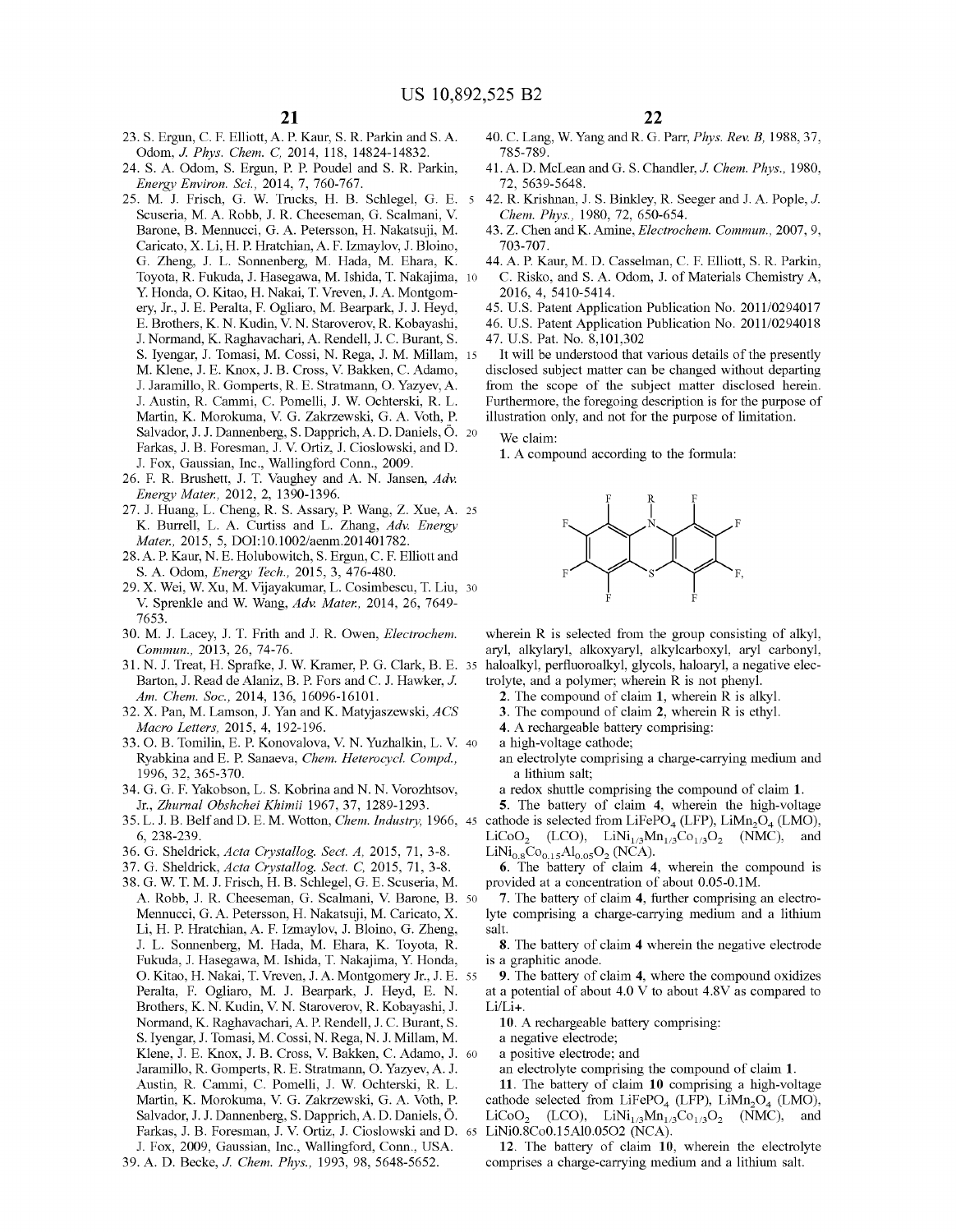23. S. Ergun, C. F. Elliott, A. P. Kaur, S. R. Parkin and S. A. Odom, *J. Phys. Chem. C,* 2014, 118, 14824-14832.
24. S. A. Odom, S. Ergun, P. P. Poudel and S. R. Parkin, *Energy Environ. Sci.,* 2014, 7, 760-767.
25. M. J. Frisch, G. W. Trucks, H. B. Schlegel, G. E. Scuseria, M. A. Robb, J. R. Cheeseman, G. Scalmani, V. Barone, B. Mennucci, G. A. Petersson, H. Nakatsuji, M. Caricato, X. Li, H. P. Hratchian, A. F. Izmaylov, J. Bloino, G. Zheng, J. L. Sonnenberg, M. Hada, M. Ehara, K. Toyota, R. Fukuda, J. Hasegawa, M. Ishida, T. Nakajima, Y. Honda, O. Kitao, H. Nakai, T. Vreven, J. A. Montgomery, Jr., J. E. Peralta, F. Ogliaro, M. Bearpark, J. J. Heyd, E. Brothers, K. N. Kudin, V. N. Staroverov, R. Kobayashi, J. Normand, K. Raghavachari, A. Rendell, J. C. Burant, S. S. Iyengar, J. Tomasi, M. Cossi, N. Rega, J. M. Millam, M. Klene, J. E. Knox, J. B. Cross, V. Bakken, C. Adamo, J. Jaramillo, R. Gomperts, R. E. Stratmann, O. Yazyev, A. J. Austin, R. Cammi, C. Pomelli, J. W. Ochterski, R. L. Martin, K. Morokuma, V. G. Zakrzewski, G. A. Voth, P. Salvador, J. J. Dannenberg, S. Dapprich, A. D. Daniels, Ö. Farkas, J. B. Foresman, J. V. Ortiz, J. Cioslowski, and D. J. Fox, Gaussian, Inc., Wallingford Conn., 2009.
26. F. R. Brushett, J. T. Vaughey and A. N. Jansen, *Adv. Energy Mater.,* 2012, 2, 1390-1396.
27. J. Huang, L. Cheng, R. S. Assary, P. Wang, Z. Xue, A. K. Burrell, L. A. Curtiss and L. Zhang, *Adv. Energy Mater.,* 2015, 5, DOI:10.1002/aenm.201401782.
28. A. P. Kaur, N. E. Holubowitch, S. Ergun, C. F. Elliott and S. A. Odom, *Energy Tech.,* 2015, 3, 476-480.
29. X. Wei, W. Xu, M. Vijayakumar, L. Cosimbescu, T. Liu, V. Sprenkle and W. Wang, *Adv. Mater.,* 2014, 26, 7649-7653.
30. M. J. Lacey, J. T. Frith and J. R. Owen, *Electrochem. Commun.,* 2013, 26, 74-76.
31. N. J. Treat, H. Sprafke, J. W. Kramer, P. G. Clark, B. E. Barton, J. Read de Alaniz, B. P. Fors and C. J. Hawker, *J. Am. Chem. Soc.,* 2014, 136, 16096-16101.
32. X. Pan, M. Lamson, J. Yan and K. Matyjaszewski, *ACS Macro Letters,* 2015, 4, 192-196.
33. O. B. Tomilin, E. P. Konovalova, V. N. Yuzhalkin, L. V. Ryabkina and E. P. Sanaeva, *Chem. Heterocycl. Compd.,* 1996, 32, 365-370.
34. G. G. F. Yakobson, L. S. Kobrina and N. N. Vorozhtsov, Jr., *Zhurnal Obshchei Khimii* 1967, 37, 1289-1293.
35. L. J. B. Belf and D. E. M. Wotton, *Chem. Industry,* 1966, 6, 238-239.
36. G. Sheldrick, *Acta Crystallog. Sect. A,* 2015, 71, 3-8.
37. G. Sheldrick, *Acta Crystallog. Sect. C,* 2015, 71, 3-8.
38. G. W. T. M. J. Frisch, H. B. Schlegel, G. E. Scuseria, M. A. Robb, J. R. Cheeseman, G. Scalmani, V. Barone, B. Mennucci, G. A. Petersson, H. Nakatsuji, M. Caricato, X. Li, H. P. Hratchian, A. F. Izmaylov, J. Bloino, G. Zheng, J. L. Sonnenberg, M. Hada, M. Ehara, K. Toyota, R. Fukuda, J. Hasegawa, M. Ishida, T. Nakajima, Y. Honda, O. Kitao, H. Nakai, T. Vreven, J. A. Montgomery Jr., J. E. Peralta, F. Ogliaro, M. J. Bearpark, J. Heyd, E. N. Brothers, K. N. Kudin, V. N. Staroverov, R. Kobayashi, J. Normand, K. Raghavachari, A. P. Rendell, J. C. Burant, S. S. Iyengar, J. Tomasi, M. Cossi, N. Rega, N. J. Millam, M. Klene, J. E. Knox, J. B. Cross, V. Bakken, C. Adamo, J. Jaramillo, R. Gomperts, R. E. Stratmann, O. Yazyev, A. J. Austin, R. Cammi, C. Pomelli, J. W. Ochterski, R. L. Martin, K. Morokuma, V. G. Zakrzewski, G. A. Voth, P. Salvador, J. J. Dannenberg, S. Dapprich, A. D. Daniels, Ö. Farkas, J. B. Foresman, J. V. Ortiz, J. Cioslowski and D. J. Fox, 2009, Gaussian, Inc., Wallingford, Conn., USA.
39. A. D. Becke, *J. Chem. Phys.,* 1993, 98, 5648-5652.
40. C. Lang, W. Yang and R. G. Parr, *Phys. Rev. B,* 1988, 37, 785-789.
41. A. D. McLean and G. S. Chandler, *J. Chem. Phys.,* 1980, 72, 5639-5648.
42. R. Krishnan, J. S. Binkley, R. Seeger and J. A. Pople, *J. Chem. Phys.,* 1980, 72, 650-654.
43. Z. Chen and K. Amine, *Electrochem. Commun.,* 2007, 9, 703-707.
44. A. P. Kaur, M. D. Casselman, C. F. Elliott, S. R. Parkin, C. Risko, and S. A. Odom, J. of Materials Chemistry A, 2016, 4, 5410-5414.
45. U.S. Patent Application Publication No. 2011/0294017
46. U.S. Patent Application Publication No. 2011/0294018
47. U.S. Pat. No. 8,101,302

It will be understood that various details of the presently disclosed subject matter can be changed without departing from the scope of the subject matter disclosed herein. Furthermore, the foregoing description is for the purpose of illustration only, and not for the purpose of limitation.

We claim:

1. A compound according to the formula:

[Chemical structure: octafluorophenothiazine with R substituent on N]

wherein R is selected from the group consisting of alkyl, aryl, alkylaryl, alkoxyaryl, alkylcarboxyl, aryl carbonyl, haloalkyl, perfluoroalkyl, glycols, haloaryl, a negative electrolyte, and a polymer; wherein R is not phenyl.

2. The compound of claim 1, wherein R is alkyl.

3. The compound of claim 2, wherein R is ethyl.

4. A rechargeable battery comprising:
a high-voltage cathode;
an electrolyte comprising a charge-carrying medium and a lithium salt;
a redox shuttle comprising the compound of claim 1.

5. The battery of claim 4, wherein the high-voltage cathode is selected from $LiFePO_4$ (LFP), $LiMn_2O_4$ (LMO), $LiCoO_2$ (LCO), $LiNi_{1/3}Mn_{1/3}Co_{1/3}O_2$ (NMC), and $LiNi_{0.8}Co_{0.15}Al_{0.05}O_2$ (NCA).

6. The battery of claim 4, wherein the compound is provided at a concentration of about 0.05-0.1M.

7. The battery of claim 4, further comprising an electrolyte comprising a charge-carrying medium and a lithium salt.

8. The battery of claim 4 wherein the negative electrode is a graphitic anode.

9. The battery of claim 4, where the compound oxidizes at a potential of about 4.0 V to about 4.8V as compared to Li/Li+.

10. A rechargeable battery comprising:
a negative electrode;
a positive electrode; and
an electrolyte comprising the compound of claim 1.

11. The battery of claim 10 comprising a high-voltage cathode selected from $LiFePO_4$ (LFP), $LiMn_2O_4$ (LMO), $LiCoO_2$ (LCO), $LiNi_{1/3}Mn_{1/3}Co_{1/3}O_2$ (NMC), and LiNi0.8Co0.15Al0.05O2 (NCA).

12. The battery of claim 10, wherein the electrolyte comprises a charge-carrying medium and a lithium salt.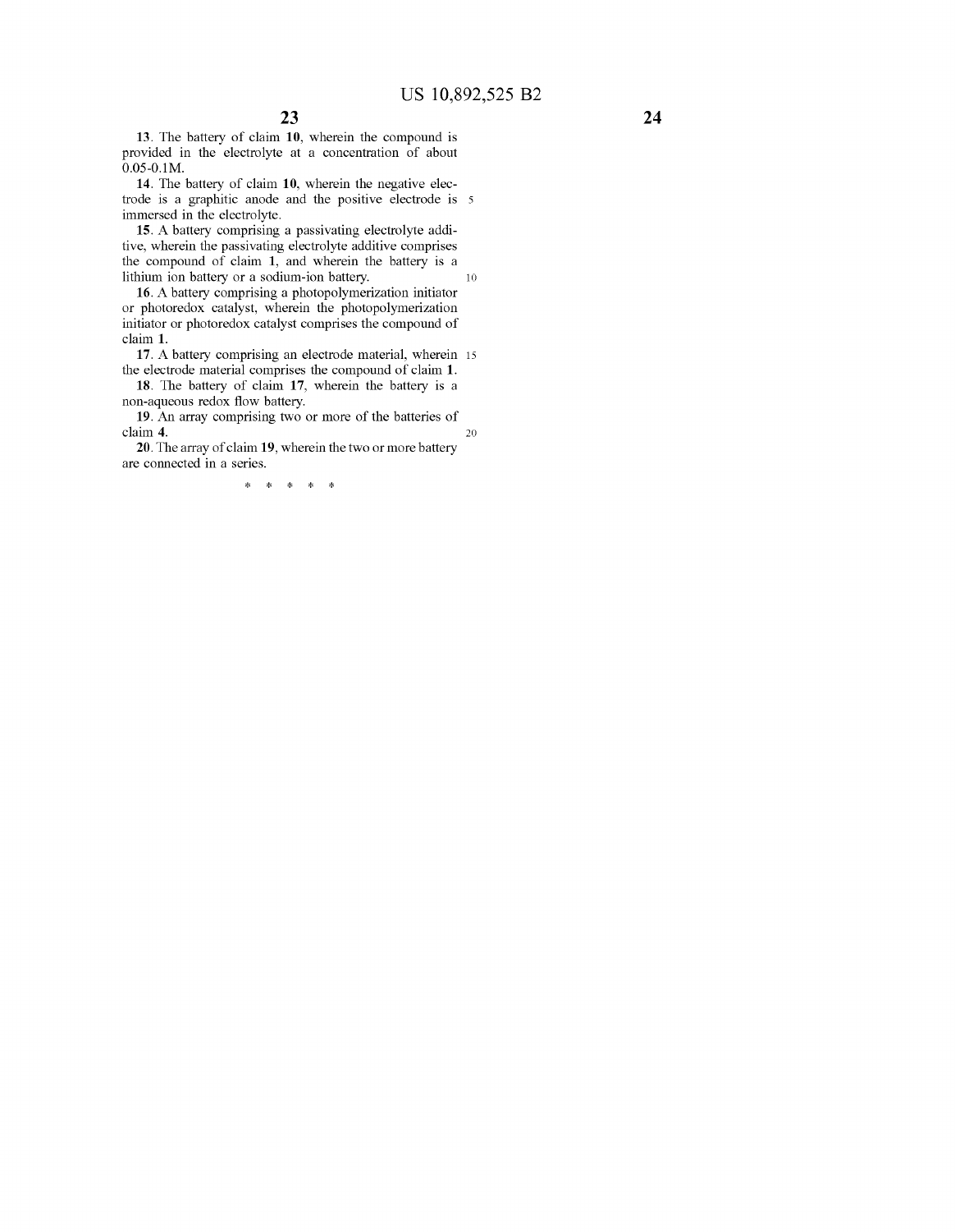**13**. The battery of claim **10**, wherein the compound is provided in the electrolyte at a concentration of about 0.05-0.1M.

**14**. The battery of claim **10**, wherein the negative electrode is a graphitic anode and the positive electrode is immersed in the electrolyte.

**15**. A battery comprising a passivating electrolyte additive, wherein the passivating electrolyte additive comprises the compound of claim **1**, and wherein the battery is a lithium ion battery or a sodium-ion battery.

**16**. A battery comprising a photopolymerization initiator or photoredox catalyst, wherein the photopolymerization initiator or photoredox catalyst comprises the compound of claim **1**.

**17**. A battery comprising an electrode material, wherein the electrode material comprises the compound of claim **1**.

**18**. The battery of claim **17**, wherein the battery is a non-aqueous redox flow battery.

**19**. An array comprising two or more of the batteries of claim **4**.

**20**. The array of claim **19**, wherein the two or more battery are connected in a series.

* * * * *